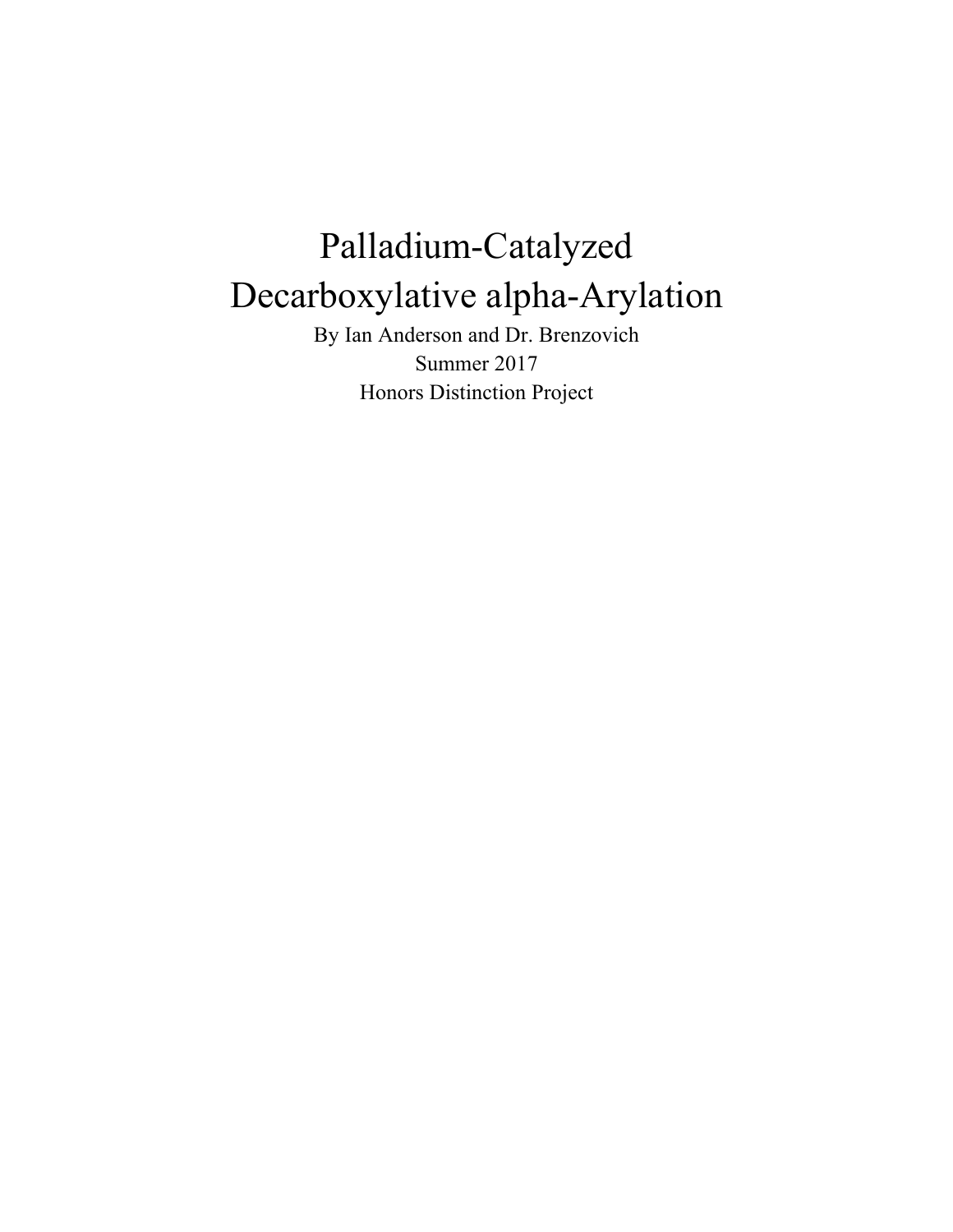# Palladium-Catalyzed Decarboxylative alpha-Arylation

By Ian Anderson and Dr. Brenzovich

Summer 2017

Honors Distinction Project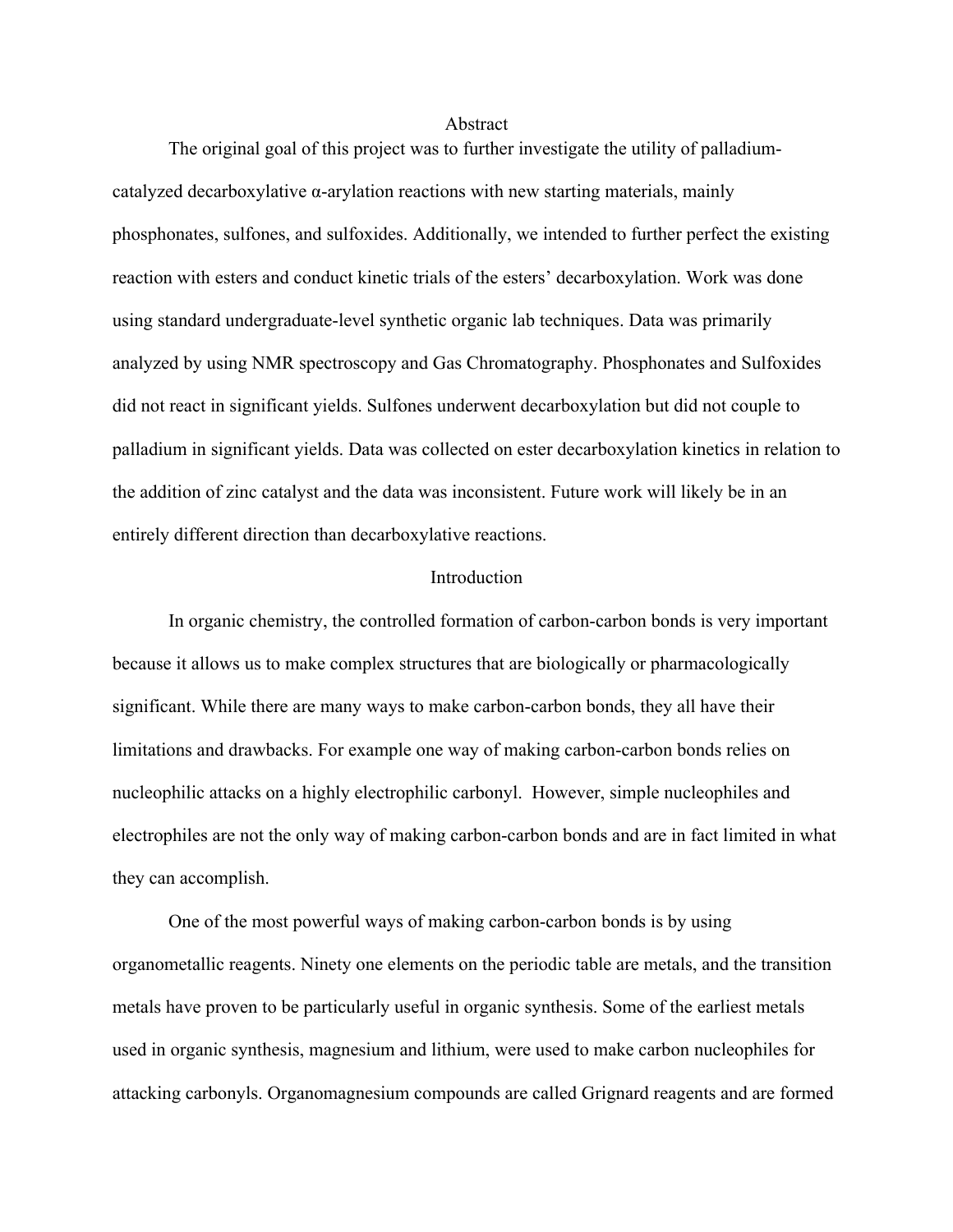## Abstract

The original goal of this project was to further investigate the utility of palladium-catalyzed decarboxylative α-arylation reactions with new starting materials, mainly phosphonates, sulfones, and sulfoxides. Additionally, we intended to further perfect the existing reaction with esters and conduct kinetic trials of the esters' decarboxylation. Work was done using standard undergraduate-level synthetic organic lab techniques. Data was primarily analyzed by using NMR spectroscopy and Gas Chromatography. Phosphonates and Sulfoxides did not react in significant yields. Sulfones underwent decarboxylation but did not couple to palladium in significant yields. Data was collected on ester decarboxylation kinetics in relation to the addition of zinc catalyst and the data was inconsistent. Future work will likely be in an entirely different direction than decarboxylative reactions.

## Introduction

In organic chemistry, the controlled formation of carbon-carbon bonds is very important because it allows us to make complex structures that are biologically or pharmacologically significant. While there are many ways to make carbon-carbon bonds, they all have their limitations and drawbacks. For example one way of making carbon-carbon bonds relies on nucleophilic attacks on a highly electrophilic carbonyl. However, simple nucleophiles and electrophiles are not the only way of making carbon-carbon bonds and are in fact limited in what they can accomplish.

One of the most powerful ways of making carbon-carbon bonds is by using organometallic reagents. Ninety one elements on the periodic table are metals, and the transition metals have proven to be particularly useful in organic synthesis. Some of the earliest metals used in organic synthesis, magnesium and lithium, were used to make carbon nucleophiles for attacking carbonyls. Organomagnesium compounds are called Grignard reagents and are formed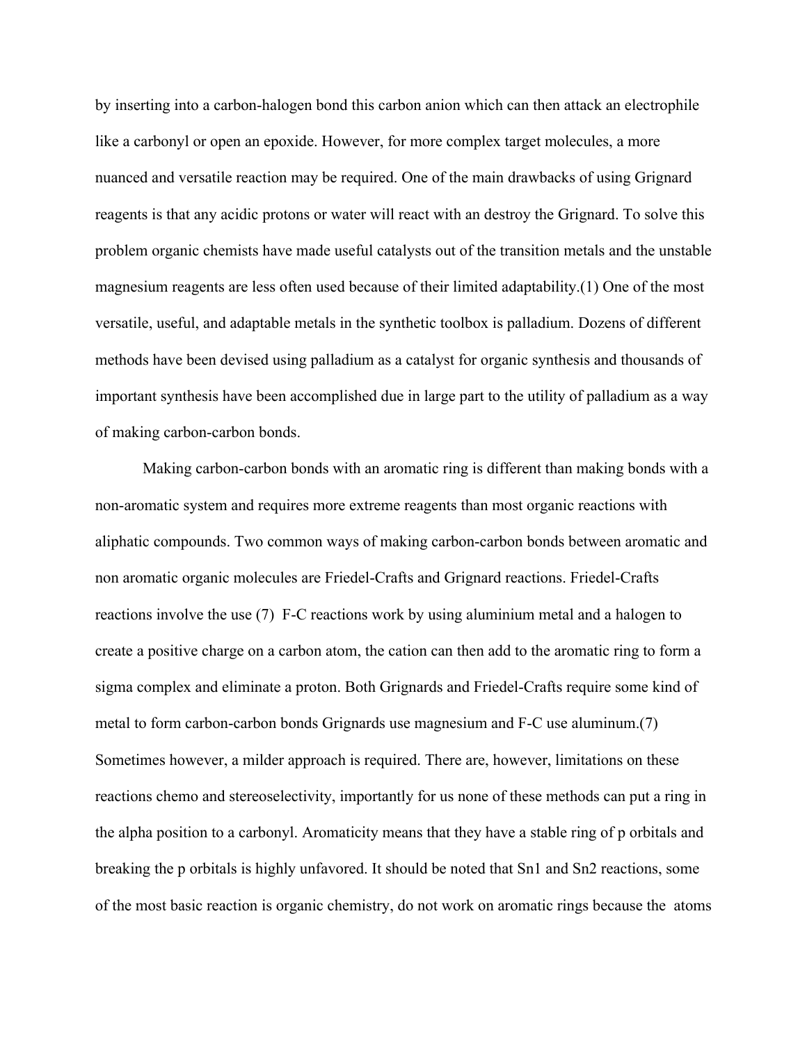by inserting into a carbon-halogen bond this carbon anion which can then attack an electrophile like a carbonyl or open an epoxide. However, for more complex target molecules, a more nuanced and versatile reaction may be required. One of the main drawbacks of using Grignard reagents is that any acidic protons or water will react with an destroy the Grignard. To solve this problem organic chemists have made useful catalysts out of the transition metals and the unstable magnesium reagents are less often used because of their limited adaptability.(1) One of the most versatile, useful, and adaptable metals in the synthetic toolbox is palladium. Dozens of different methods have been devised using palladium as a catalyst for organic synthesis and thousands of important synthesis have been accomplished due in large part to the utility of palladium as a way of making carbon-carbon bonds.

Making carbon-carbon bonds with an aromatic ring is different than making bonds with a non-aromatic system and requires more extreme reagents than most organic reactions with aliphatic compounds. Two common ways of making carbon-carbon bonds between aromatic and non aromatic organic molecules are Friedel-Crafts and Grignard reactions. Friedel-Crafts reactions involve the use (7) F-C reactions work by using aluminium metal and a halogen to create a positive charge on a carbon atom, the cation can then add to the aromatic ring to form a sigma complex and eliminate a proton. Both Grignards and Friedel-Crafts require some kind of metal to form carbon-carbon bonds Grignards use magnesium and F-C use aluminum.(7) Sometimes however, a milder approach is required. There are, however, limitations on these reactions chemo and stereoselectivity, importantly for us none of these methods can put a ring in the alpha position to a carbonyl. Aromaticity means that they have a stable ring of p orbitals and breaking the p orbitals is highly unfavored. It should be noted that Sn1 and Sn2 reactions, some of the most basic reaction is organic chemistry, do not work on aromatic rings because the atoms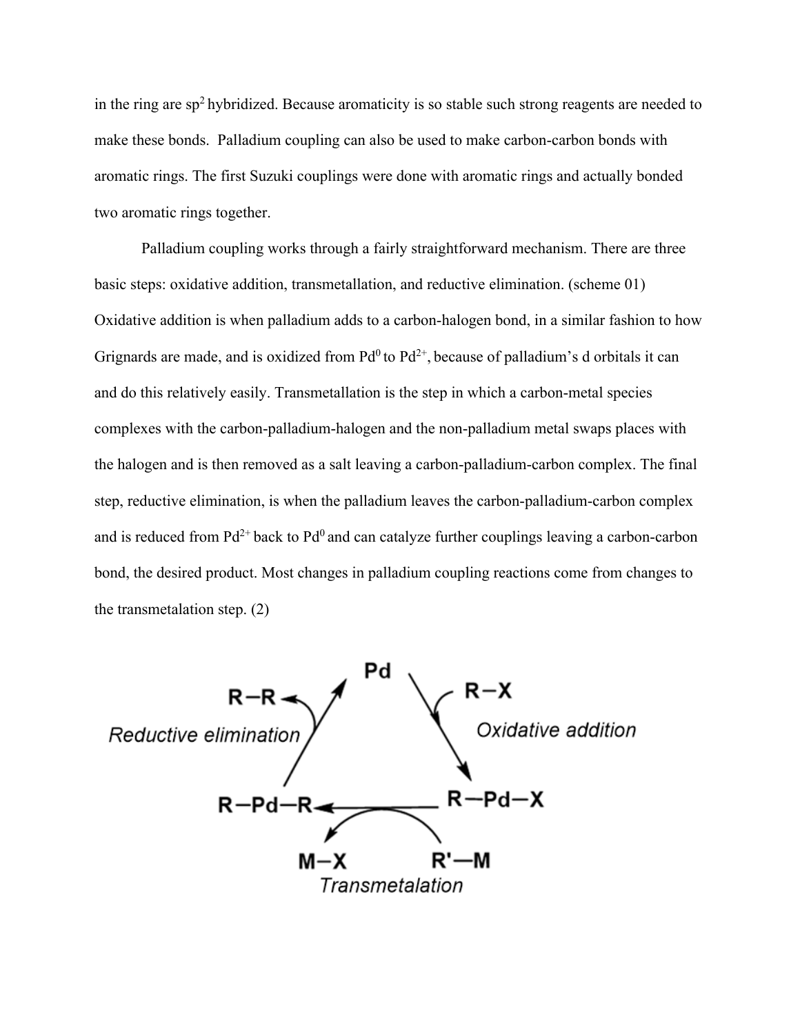in the ring are $sp^2$ hybridized. Because aromaticity is so stable such strong reagents are needed to make these bonds. Palladium coupling can also be used to make carbon-carbon bonds with aromatic rings. The first Suzuki couplings were done with aromatic rings and actually bonded two aromatic rings together.

Palladium coupling works through a fairly straightforward mechanism. There are three basic steps: oxidative addition, transmetallation, and reductive elimination. (scheme 01) Oxidative addition is when palladium adds to a carbon-halogen bond, in a similar fashion to how Grignards are made, and is oxidized from $Pd^0$ to $Pd^{2+}$, because of palladium's d orbitals it can and do this relatively easily. Transmetallation is the step in which a carbon-metal species complexes with the carbon-palladium-halogen and the non-palladium metal swaps places with the halogen and is then removed as a salt leaving a carbon-palladium-carbon complex. The final step, reductive elimination, is when the palladium leaves the carbon-palladium-carbon complex and is reduced from $Pd^{2+}$ back to $Pd^0$ and can catalyze further couplings leaving a carbon-carbon bond, the desired product. Most changes in palladium coupling reactions come from changes to the transmetalation step. (2)

Pd

R—X

*Oxidative addition*

R—Pd—X

R'—M

M—X

*Transmetalation*

R—Pd—R

*Reductive elimination*

R—R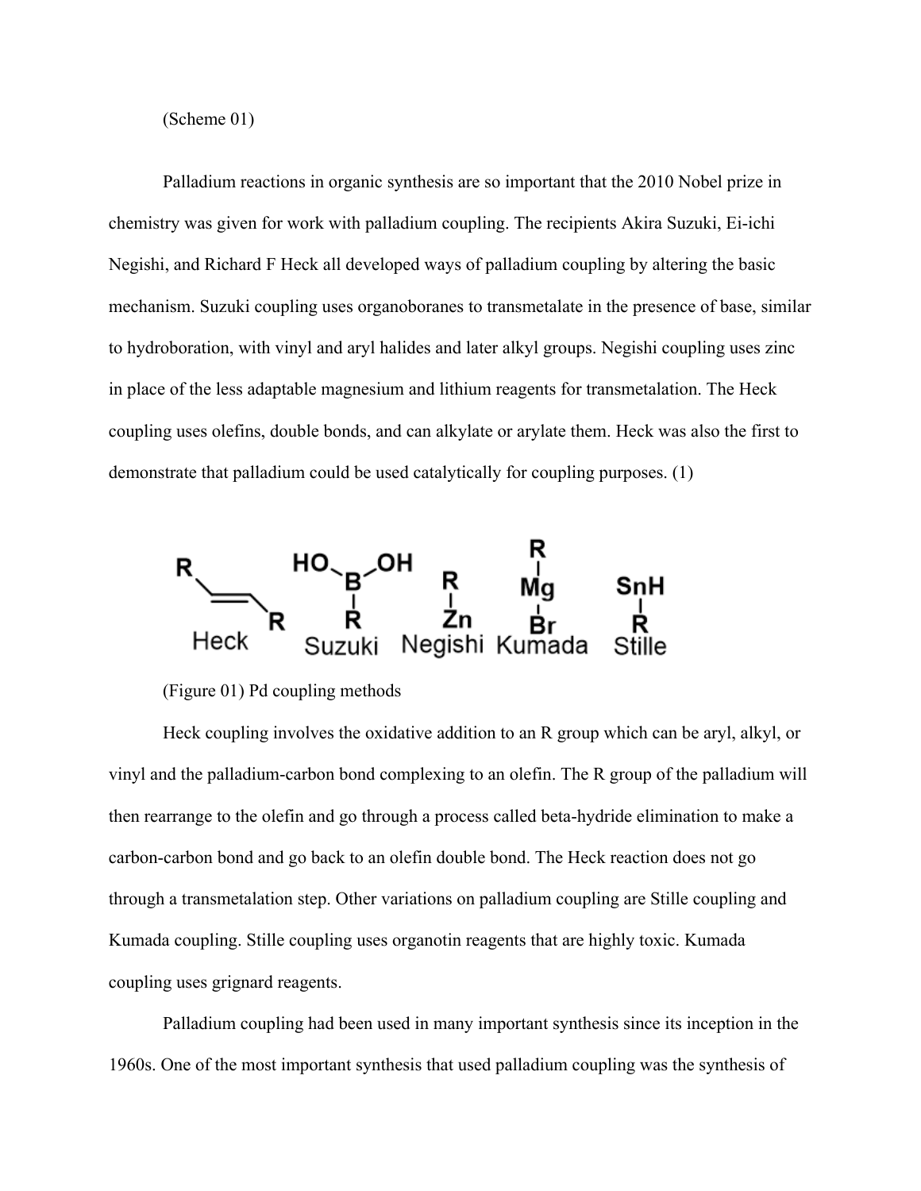(Scheme 01)

Palladium reactions in organic synthesis are so important that the 2010 Nobel prize in chemistry was given for work with palladium coupling. The recipients Akira Suzuki, Ei-ichi Negishi, and Richard F Heck all developed ways of palladium coupling by altering the basic mechanism. Suzuki coupling uses organoboranes to transmetalate in the presence of base, similar to hydroboration, with vinyl and aryl halides and later alkyl groups. Negishi coupling uses zinc in place of the less adaptable magnesium and lithium reagents for transmetalation. The Heck coupling uses olefins, double bonds, and can alkylate or arylate them. Heck was also the first to demonstrate that palladium could be used catalytically for coupling purposes. (1)

(Figure 01) Pd coupling methods

Heck coupling involves the oxidative addition to an R group which can be aryl, alkyl, or vinyl and the palladium-carbon bond complexing to an olefin. The R group of the palladium will then rearrange to the olefin and go through a process called beta-hydride elimination to make a carbon-carbon bond and go back to an olefin double bond. The Heck reaction does not go through a transmetalation step. Other variations on palladium coupling are Stille coupling and Kumada coupling. Stille coupling uses organotin reagents that are highly toxic. Kumada coupling uses grignard reagents.

Palladium coupling had been used in many important synthesis since its inception in the 1960s. One of the most important synthesis that used palladium coupling was the synthesis of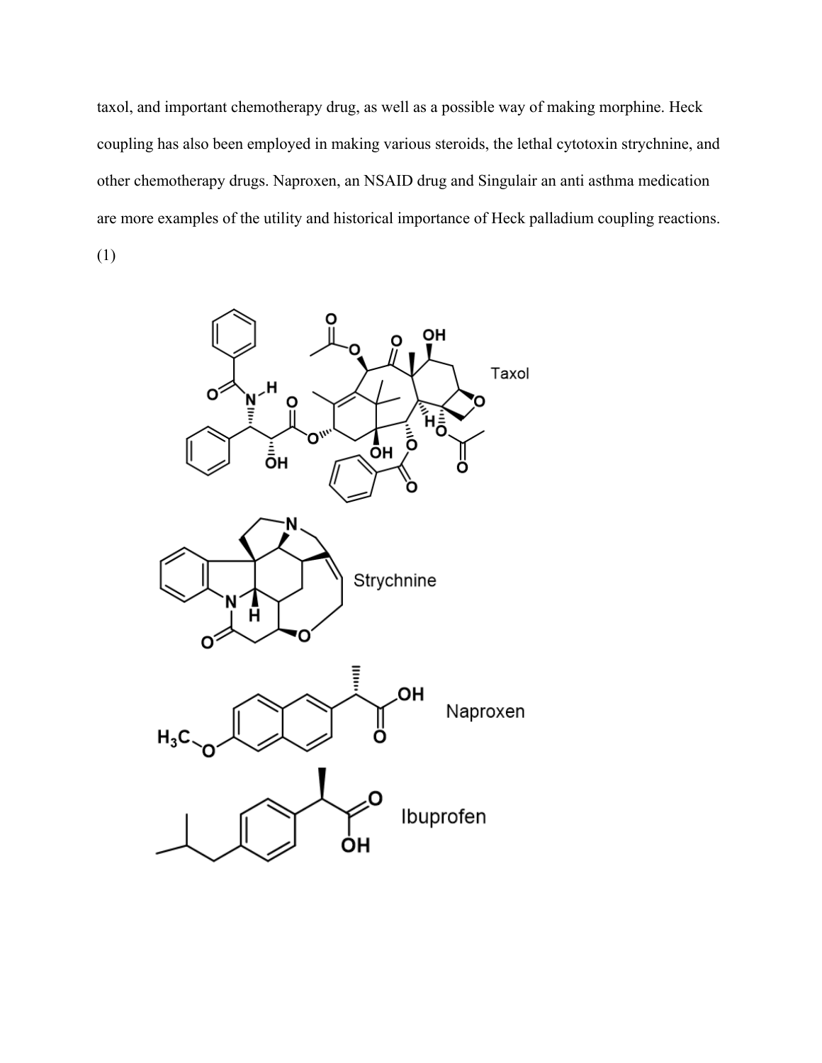taxol, and important chemotherapy drug, as well as a possible way of making morphine. Heck coupling has also been employed in making various steroids, the lethal cytotoxin strychnine, and other chemotherapy drugs. Naproxen, an NSAID drug and Singulair an anti asthma medication are more examples of the utility and historical importance of Heck palladium coupling reactions. (1)

Taxol

Strychnine

Naproxen

Ibuprofen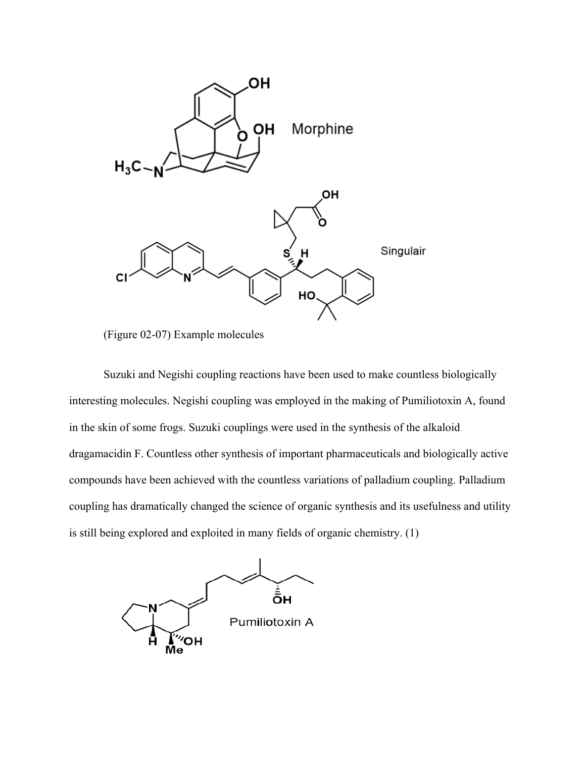(Figure 02-07) Example molecules

Suzuki and Negishi coupling reactions have been used to make countless biologically interesting molecules. Negishi coupling was employed in the making of Pumiliotoxin A, found in the skin of some frogs. Suzuki couplings were used in the synthesis of the alkaloid dragamacidin F. Countless other synthesis of important pharmaceuticals and biologically active compounds have been achieved with the countless variations of palladium coupling. Palladium coupling has dramatically changed the science of organic synthesis and its usefulness and utility is still being explored and exploited in many fields of organic chemistry. (1)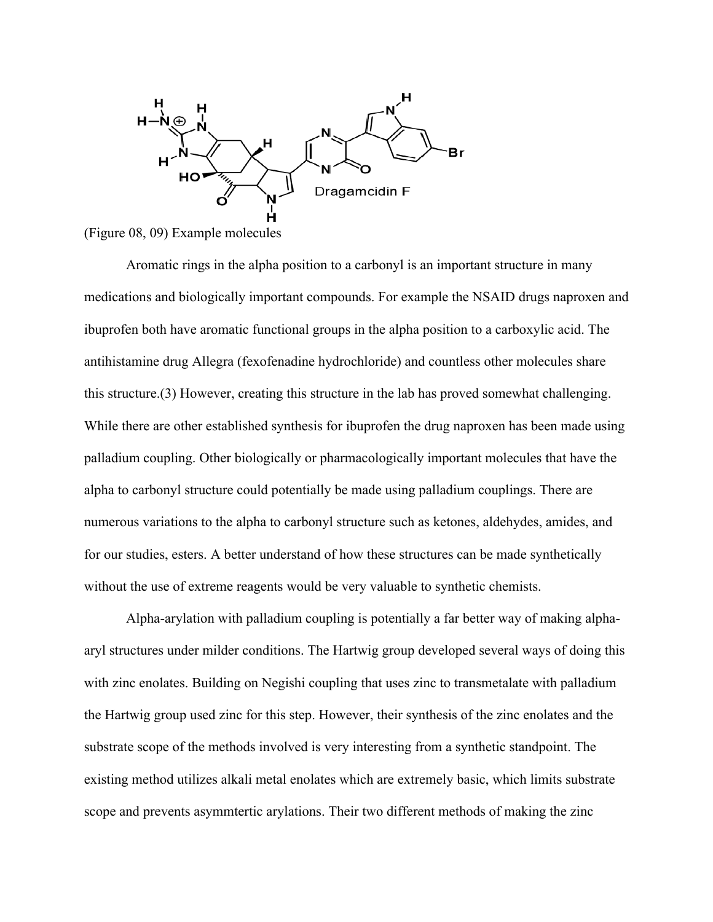(Figure 08, 09) Example molecules

Aromatic rings in the alpha position to a carbonyl is an important structure in many medications and biologically important compounds. For example the NSAID drugs naproxen and ibuprofen both have aromatic functional groups in the alpha position to a carboxylic acid. The antihistamine drug Allegra (fexofenadine hydrochloride) and countless other molecules share this structure.(3) However, creating this structure in the lab has proved somewhat challenging. While there are other established synthesis for ibuprofen the drug naproxen has been made using palladium coupling. Other biologically or pharmacologically important molecules that have the alpha to carbonyl structure could potentially be made using palladium couplings. There are numerous variations to the alpha to carbonyl structure such as ketones, aldehydes, amides, and for our studies, esters. A better understand of how these structures can be made synthetically without the use of extreme reagents would be very valuable to synthetic chemists.

Alpha-arylation with palladium coupling is potentially a far better way of making alpha-aryl structures under milder conditions. The Hartwig group developed several ways of doing this with zinc enolates. Building on Negishi coupling that uses zinc to transmetalate with palladium the Hartwig group used zinc for this step. However, their synthesis of the zinc enolates and the substrate scope of the methods involved is very interesting from a synthetic standpoint. The existing method utilizes alkali metal enolates which are extremely basic, which limits substrate scope and prevents asymmtertic arylations. Their two different methods of making the zinc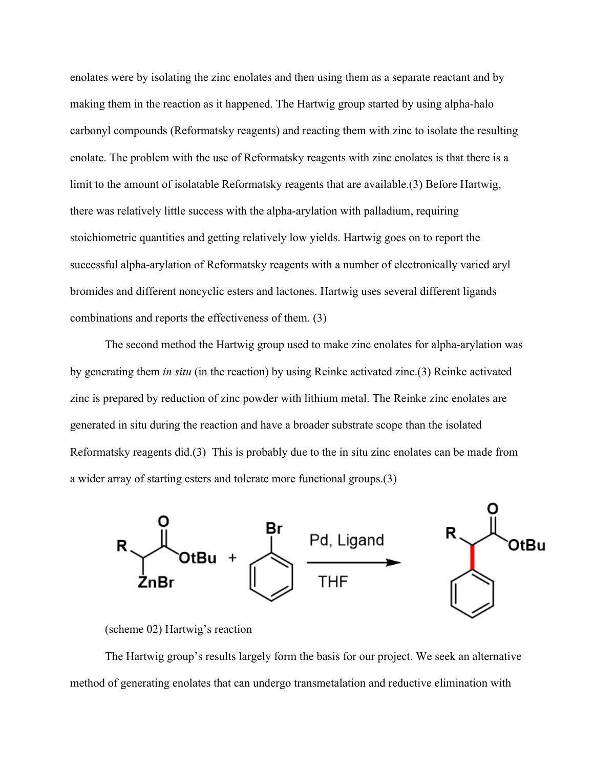enolates were by isolating the zinc enolates and then using them as a separate reactant and by making them in the reaction as it happened. The Hartwig group started by using alpha-halo carbonyl compounds (Reformatsky reagents) and reacting them with zinc to isolate the resulting enolate. The problem with the use of Reformatsky reagents with zinc enolates is that there is a limit to the amount of isolatable Reformatsky reagents that are available.(3) Before Hartwig, there was relatively little success with the alpha-arylation with palladium, requiring stoichiometric quantities and getting relatively low yields. Hartwig goes on to report the successful alpha-arylation of Reformatsky reagents with a number of electronically varied aryl bromides and different noncyclic esters and lactones. Hartwig uses several different ligands combinations and reports the effectiveness of them. (3)

The second method the Hartwig group used to make zinc enolates for alpha-arylation was by generating them *in situ* (in the reaction) by using Reinke activated zinc.(3) Reinke activated zinc is prepared by reduction of zinc powder with lithium metal. The Reinke zinc enolates are generated in situ during the reaction and have a broader substrate scope than the isolated Reformatsky reagents did.(3) This is probably due to the in situ zinc enolates can be made from a wider array of starting esters and tolerate more functional groups.(3)

$$\mathrm{R{-}CH(ZnBr){-}C(=O)OtBu} + \mathrm{PhBr} \xrightarrow[\text{THF}]{\text{Pd, Ligand}} \mathrm{R{-}CH(Ph){-}C(=O)OtBu}$$

(scheme 02) Hartwig's reaction

The Hartwig group's results largely form the basis for our project. We seek an alternative method of generating enolates that can undergo transmetalation and reductive elimination with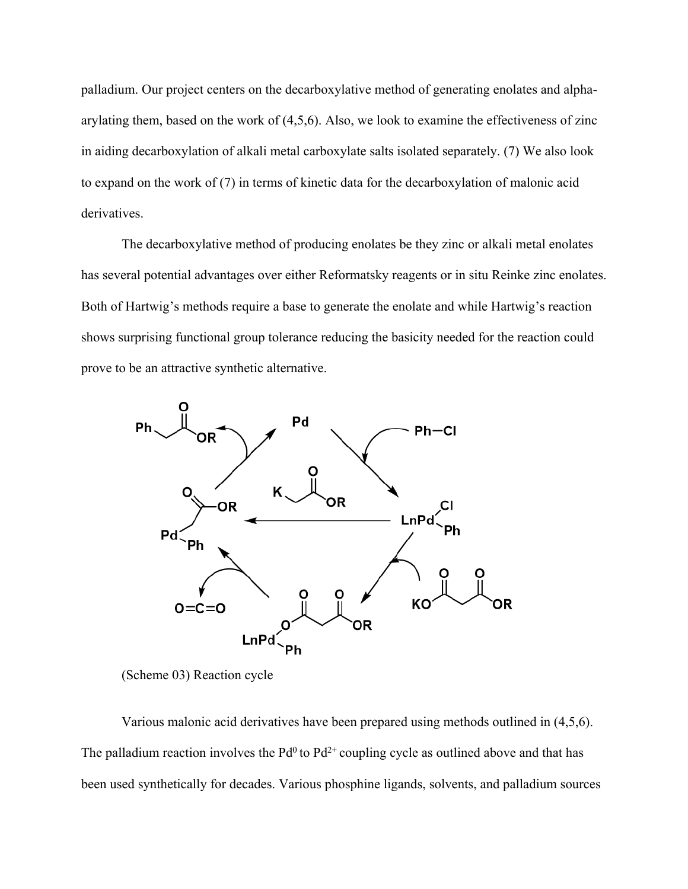palladium. Our project centers on the decarboxylative method of generating enolates and alpha-arylating them, based on the work of (4,5,6). Also, we look to examine the effectiveness of zinc in aiding decarboxylation of alkali metal carboxylate salts isolated separately. (7) We also look to expand on the work of (7) in terms of kinetic data for the decarboxylation of malonic acid derivatives.

The decarboxylative method of producing enolates be they zinc or alkali metal enolates has several potential advantages over either Reformatsky reagents or in situ Reinke zinc enolates. Both of Hartwig's methods require a base to generate the enolate and while Hartwig's reaction shows surprising functional group tolerance reducing the basicity needed for the reaction could prove to be an attractive synthetic alternative.

(Scheme 03) Reaction cycle

Various malonic acid derivatives have been prepared using methods outlined in (4,5,6). The palladium reaction involves the $Pd^0$ to $Pd^{2+}$ coupling cycle as outlined above and that has been used synthetically for decades. Various phosphine ligands, solvents, and palladium sources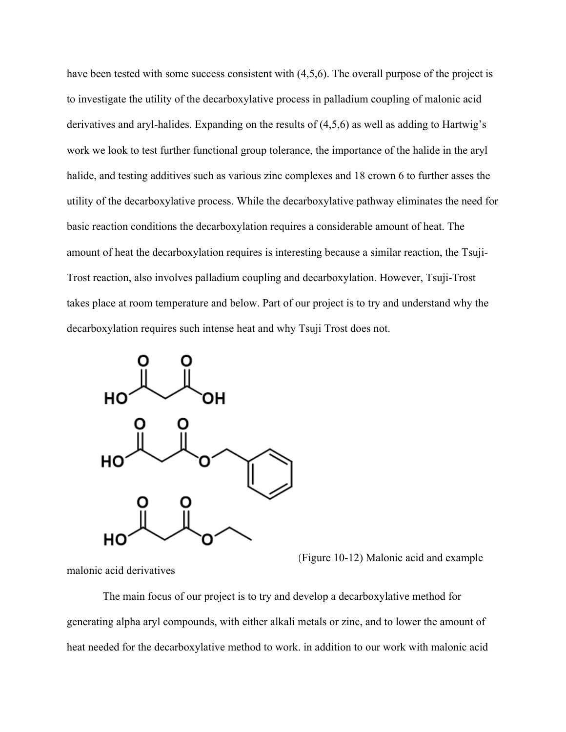have been tested with some success consistent with (4,5,6). The overall purpose of the project is to investigate the utility of the decarboxylative process in palladium coupling of malonic acid derivatives and aryl-halides. Expanding on the results of (4,5,6) as well as adding to Hartwig's work we look to test further functional group tolerance, the importance of the halide in the aryl halide, and testing additives such as various zinc complexes and 18 crown 6 to further asses the utility of the decarboxylative process. While the decarboxylative pathway eliminates the need for basic reaction conditions the decarboxylation requires a considerable amount of heat. The amount of heat the decarboxylation requires is interesting because a similar reaction, the Tsuji-Trost reaction, also involves palladium coupling and decarboxylation. However, Tsuji-Trost takes place at room temperature and below. Part of our project is to try and understand why the decarboxylation requires such intense heat and why Tsuji Trost does not.

(Figure 10-12) Malonic acid and example malonic acid derivatives

The main focus of our project is to try and develop a decarboxylative method for generating alpha aryl compounds, with either alkali metals or zinc, and to lower the amount of heat needed for the decarboxylative method to work. in addition to our work with malonic acid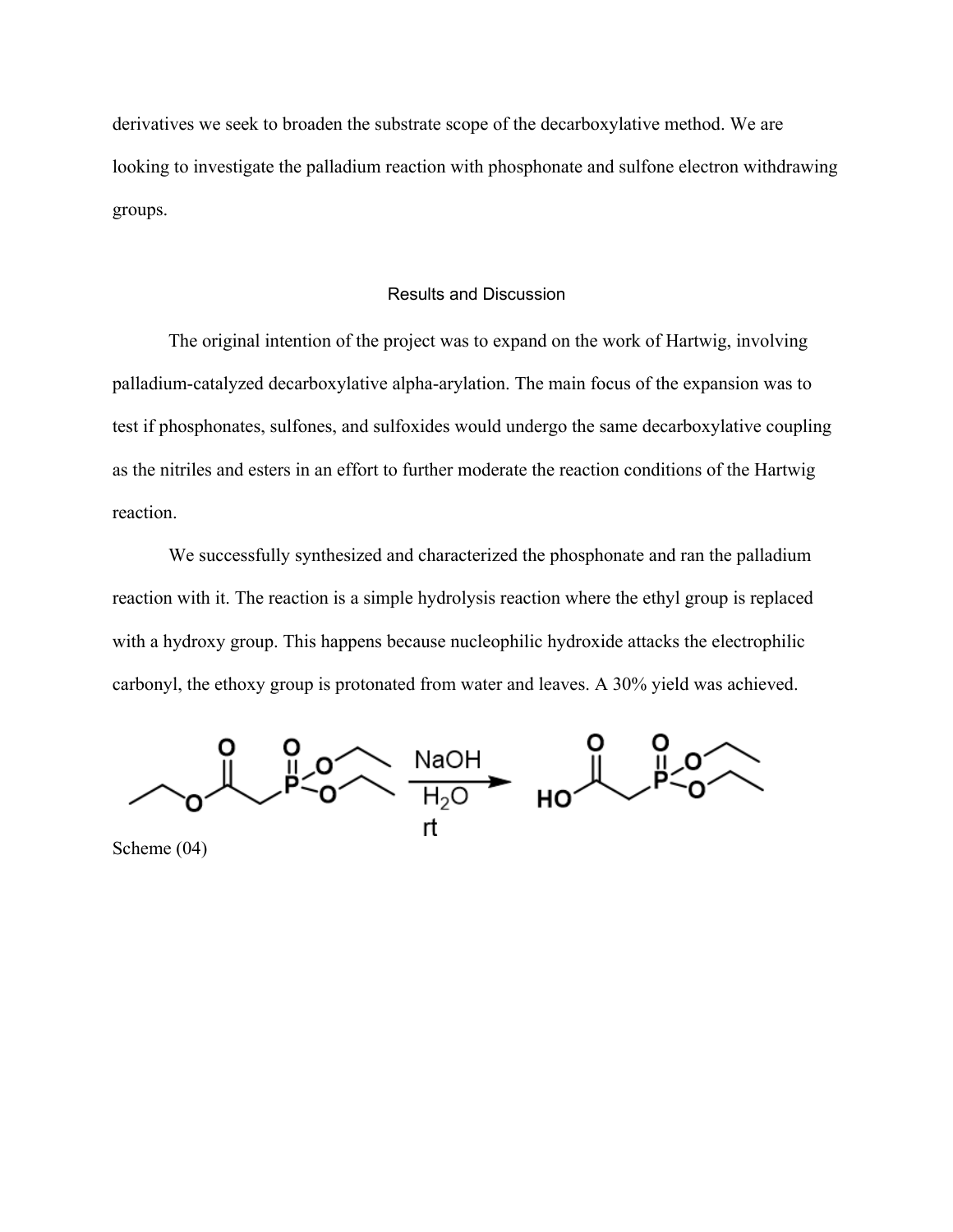derivatives we seek to broaden the substrate scope of the decarboxylative method. We are looking to investigate the palladium reaction with phosphonate and sulfone electron withdrawing groups.

## Results and Discussion

The original intention of the project was to expand on the work of Hartwig, involving palladium-catalyzed decarboxylative alpha-arylation. The main focus of the expansion was to test if phosphonates, sulfones, and sulfoxides would undergo the same decarboxylative coupling as the nitriles and esters in an effort to further moderate the reaction conditions of the Hartwig reaction.

We successfully synthesized and characterized the phosphonate and ran the palladium reaction with it. The reaction is a simple hydrolysis reaction where the ethyl group is replaced with a hydroxy group. This happens because nucleophilic hydroxide attacks the electrophilic carbonyl, the ethoxy group is protonated from water and leaves. A 30% yield was achieved.

NaOH, $H_2O$, rt

Scheme (04)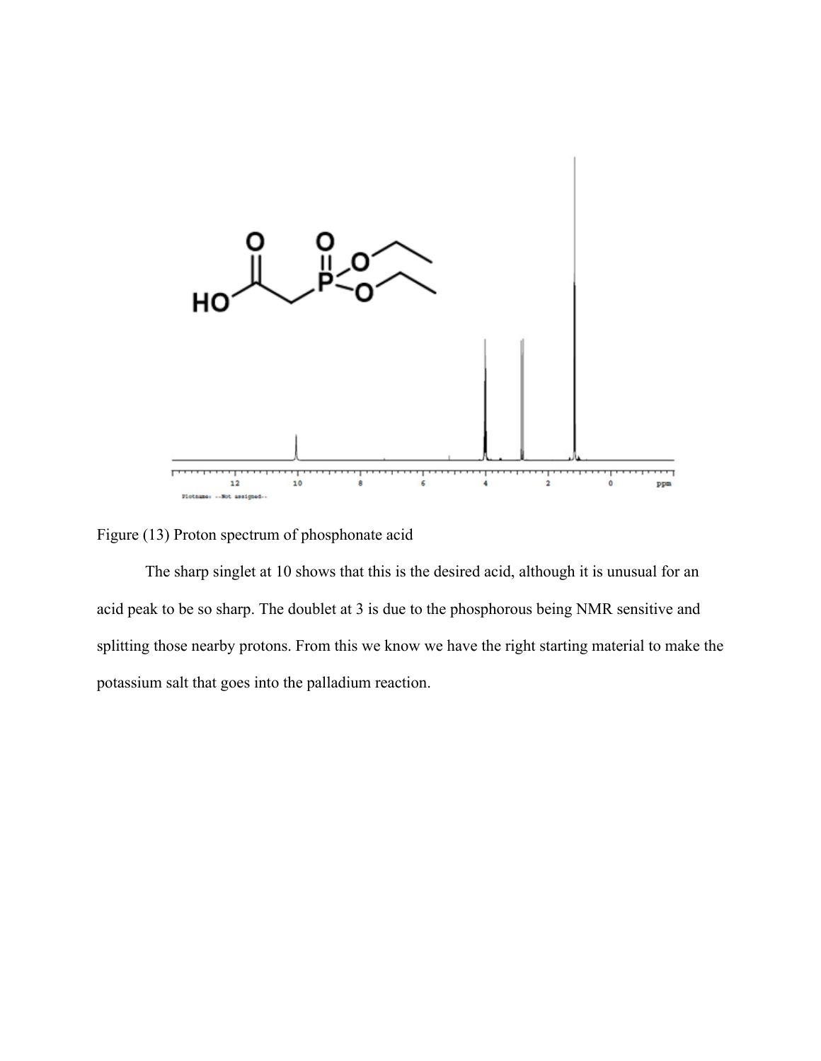Figure (13) Proton spectrum of phosphonate acid

The sharp singlet at 10 shows that this is the desired acid, although it is unusual for an acid peak to be so sharp. The doublet at 3 is due to the phosphorous being NMR sensitive and splitting those nearby protons. From this we know we have the right starting material to make the potassium salt that goes into the palladium reaction.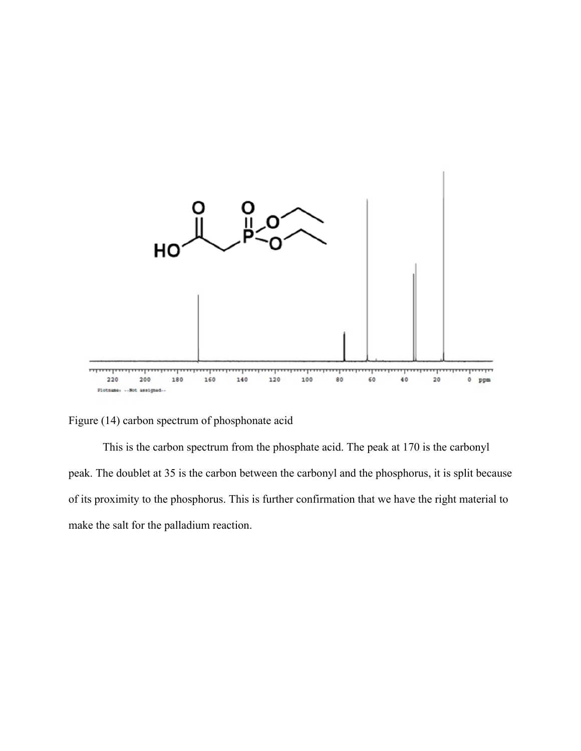Figure (14) carbon spectrum of phosphonate acid

This is the carbon spectrum from the phosphate acid. The peak at 170 is the carbonyl peak. The doublet at 35 is the carbon between the carbonyl and the phosphorus, it is split because of its proximity to the phosphorus. This is further confirmation that we have the right material to make the salt for the palladium reaction.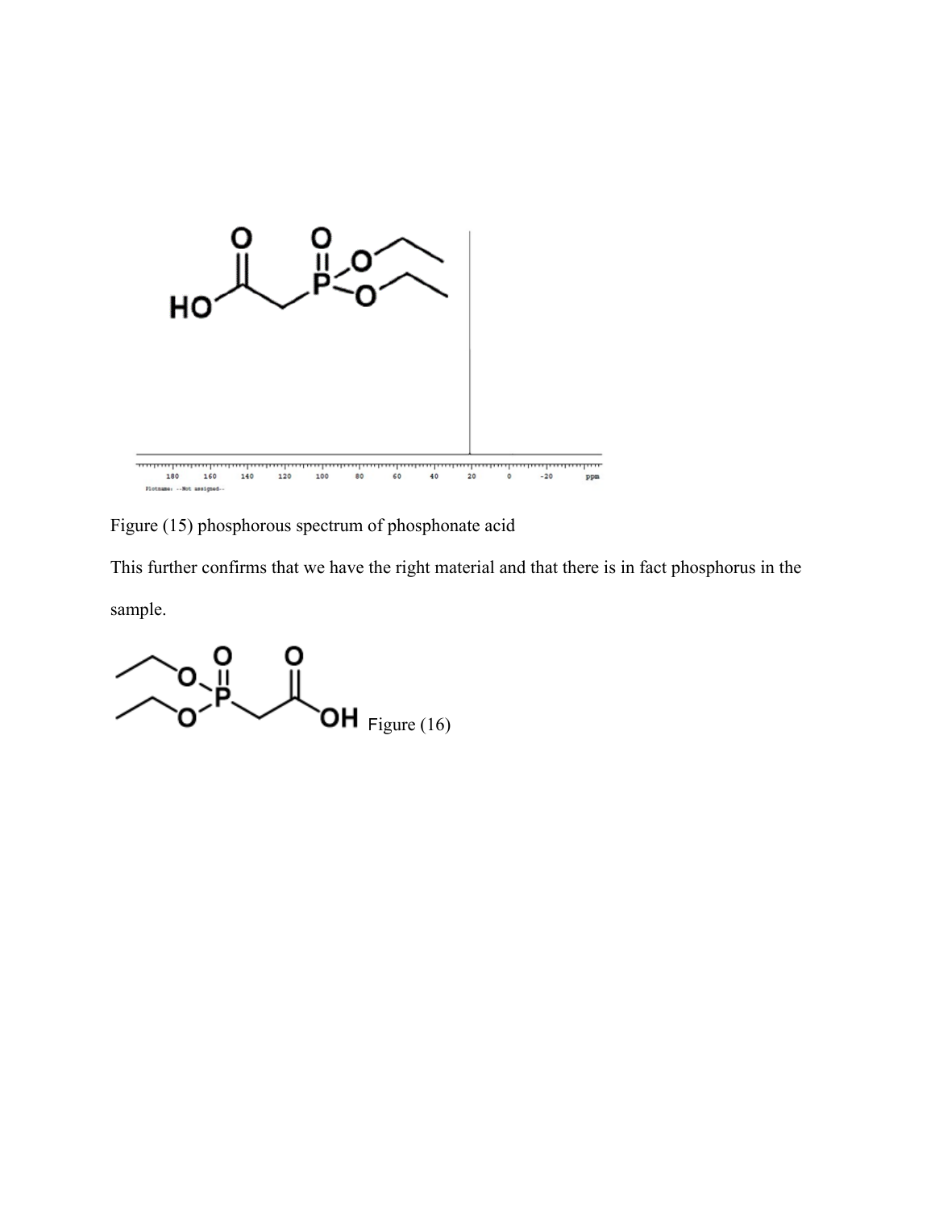Figure (15) phosphorous spectrum of phosphonate acid

This further confirms that we have the right material and that there is in fact phosphorus in the sample.

Figure (16)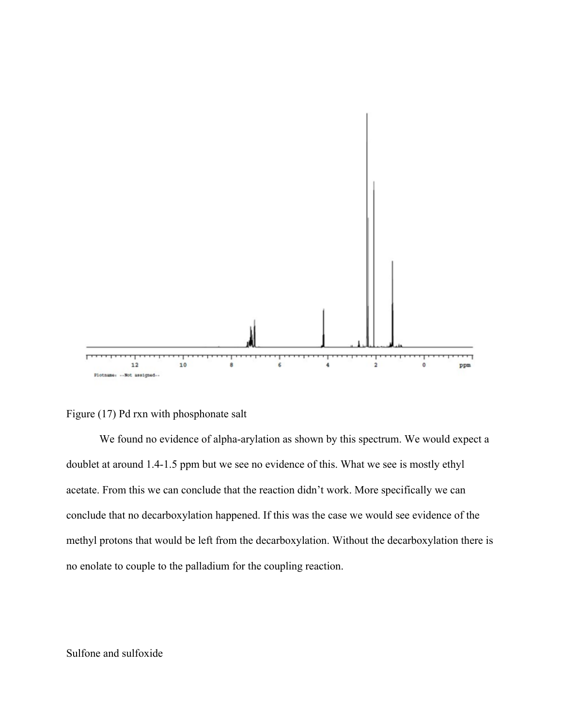Figure (17) Pd rxn with phosphonate salt

We found no evidence of alpha-arylation as shown by this spectrum. We would expect a doublet at around 1.4-1.5 ppm but we see no evidence of this. What we see is mostly ethyl acetate. From this we can conclude that the reaction didn't work. More specifically we can conclude that no decarboxylation happened. If this was the case we would see evidence of the methyl protons that would be left from the decarboxylation. Without the decarboxylation there is no enolate to couple to the palladium for the coupling reaction.

Sulfone and sulfoxide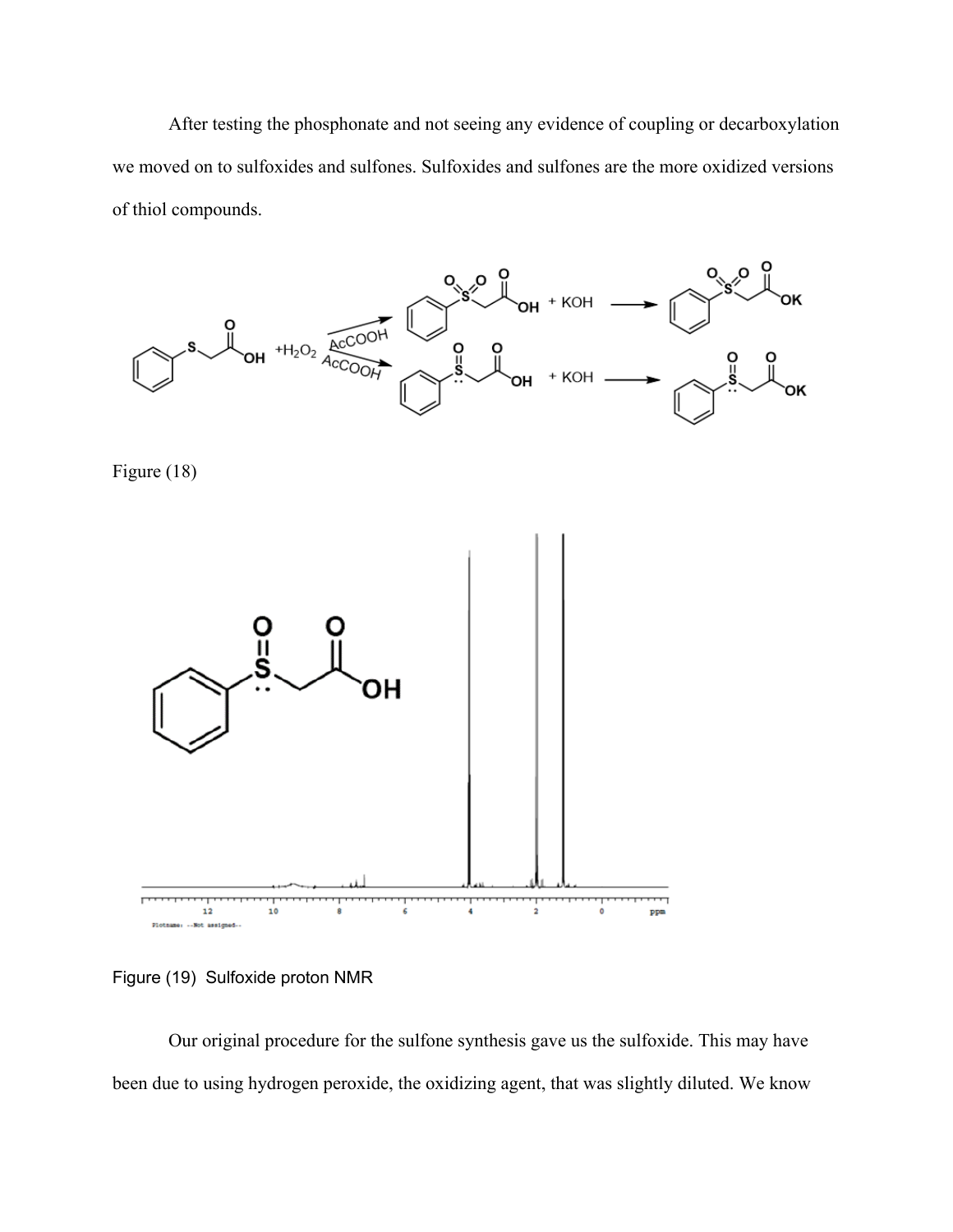After testing the phosphonate and not seeing any evidence of coupling or decarboxylation we moved on to sulfoxides and sulfones. Sulfoxides and sulfones are the more oxidized versions of thiol compounds.

Figure (18)

Figure (19) Sulfoxide proton NMR

Our original procedure for the sulfone synthesis gave us the sulfoxide. This may have been due to using hydrogen peroxide, the oxidizing agent, that was slightly diluted. We know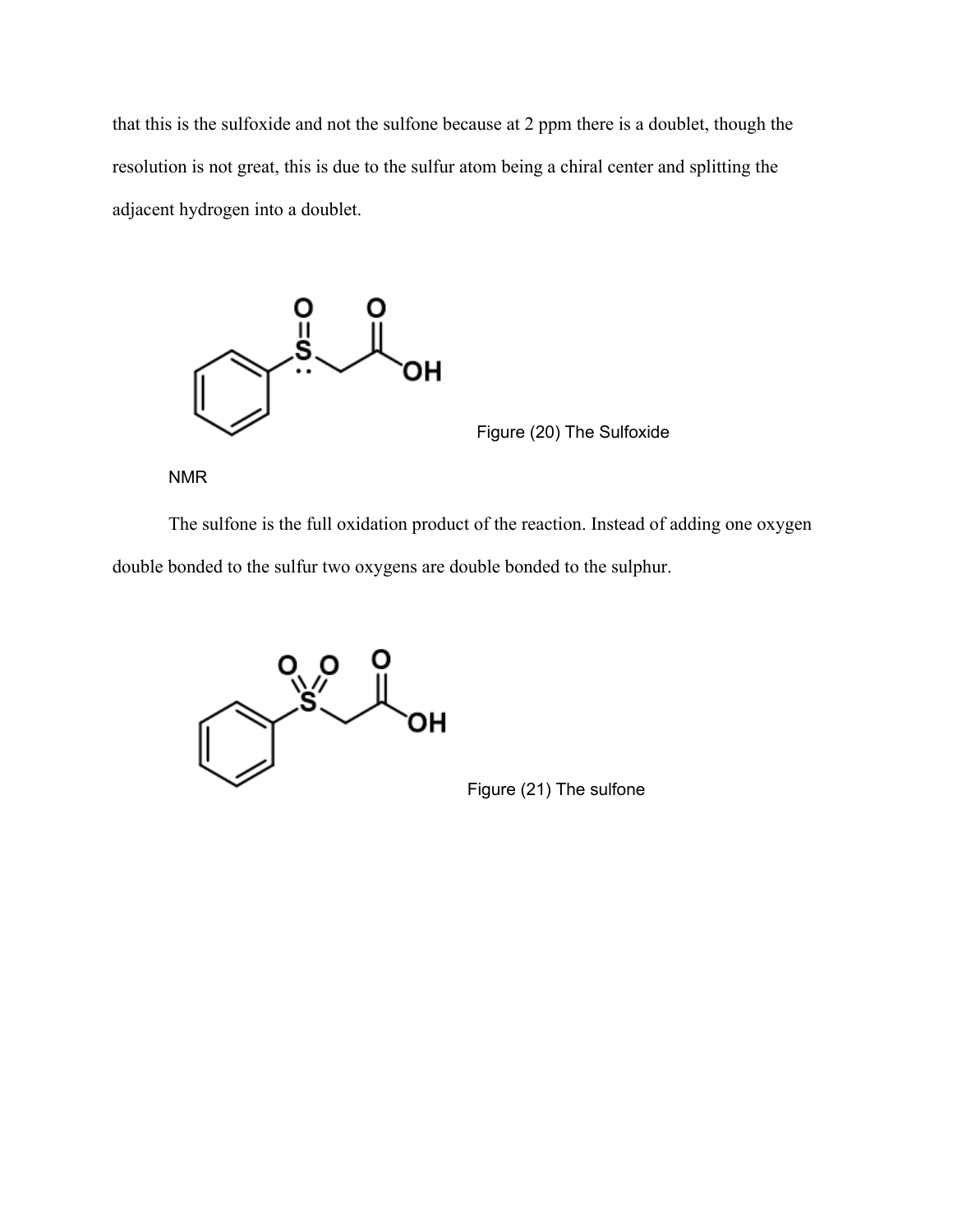that this is the sulfoxide and not the sulfone because at 2 ppm there is a doublet, though the resolution is not great, this is due to the sulfur atom being a chiral center and splitting the adjacent hydrogen into a doublet.

Figure (20) The Sulfoxide

NMR

The sulfone is the full oxidation product of the reaction. Instead of adding one oxygen double bonded to the sulfur two oxygens are double bonded to the sulphur.

Figure (21) The sulfone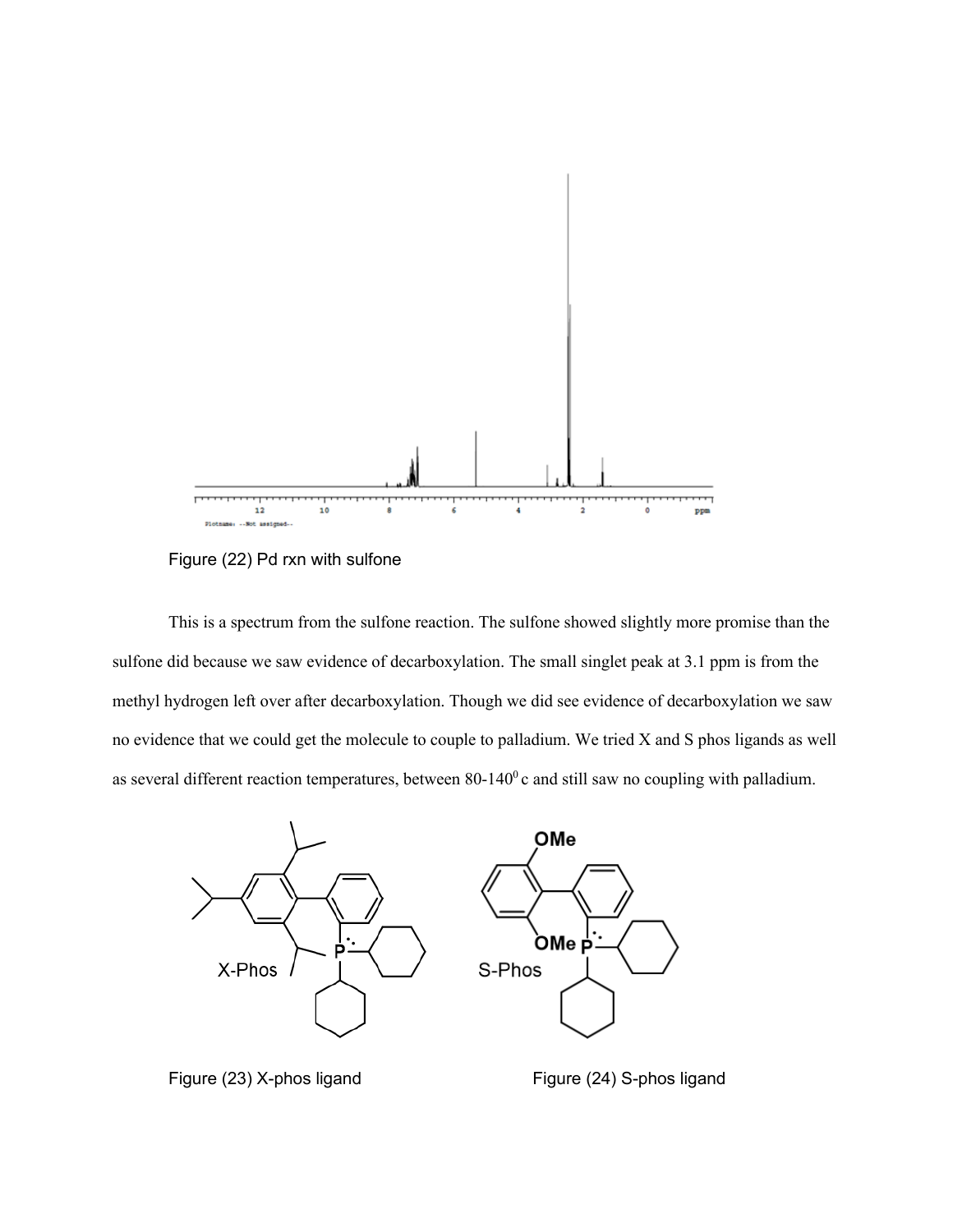Figure (22) Pd rxn with sulfone

This is a spectrum from the sulfone reaction. The sulfone showed slightly more promise than the sulfone did because we saw evidence of decarboxylation. The small singlet peak at 3.1 ppm is from the methyl hydrogen left over after decarboxylation. Though we did see evidence of decarboxylation we saw no evidence that we could get the molecule to couple to palladium. We tried X and S phos ligands as well as several different reaction temperatures, between 80-140$^{0}$ c and still saw no coupling with palladium.

Figure (23) X-phos ligand

Figure (24) S-phos ligand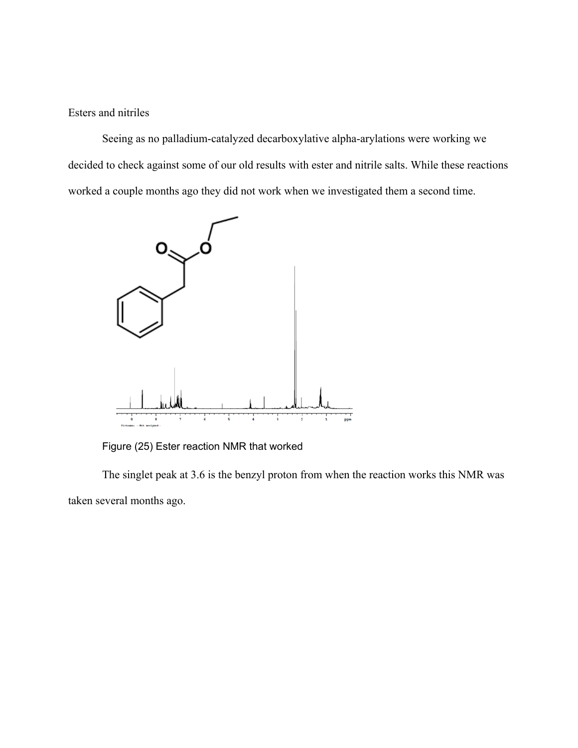Esters and nitriles

Seeing as no palladium-catalyzed decarboxylative alpha-arylations were working we decided to check against some of our old results with ester and nitrile salts. While these reactions worked a couple months ago they did not work when we investigated them a second time.

Figure (25) Ester reaction NMR that worked

The singlet peak at 3.6 is the benzyl proton from when the reaction works this NMR was taken several months ago.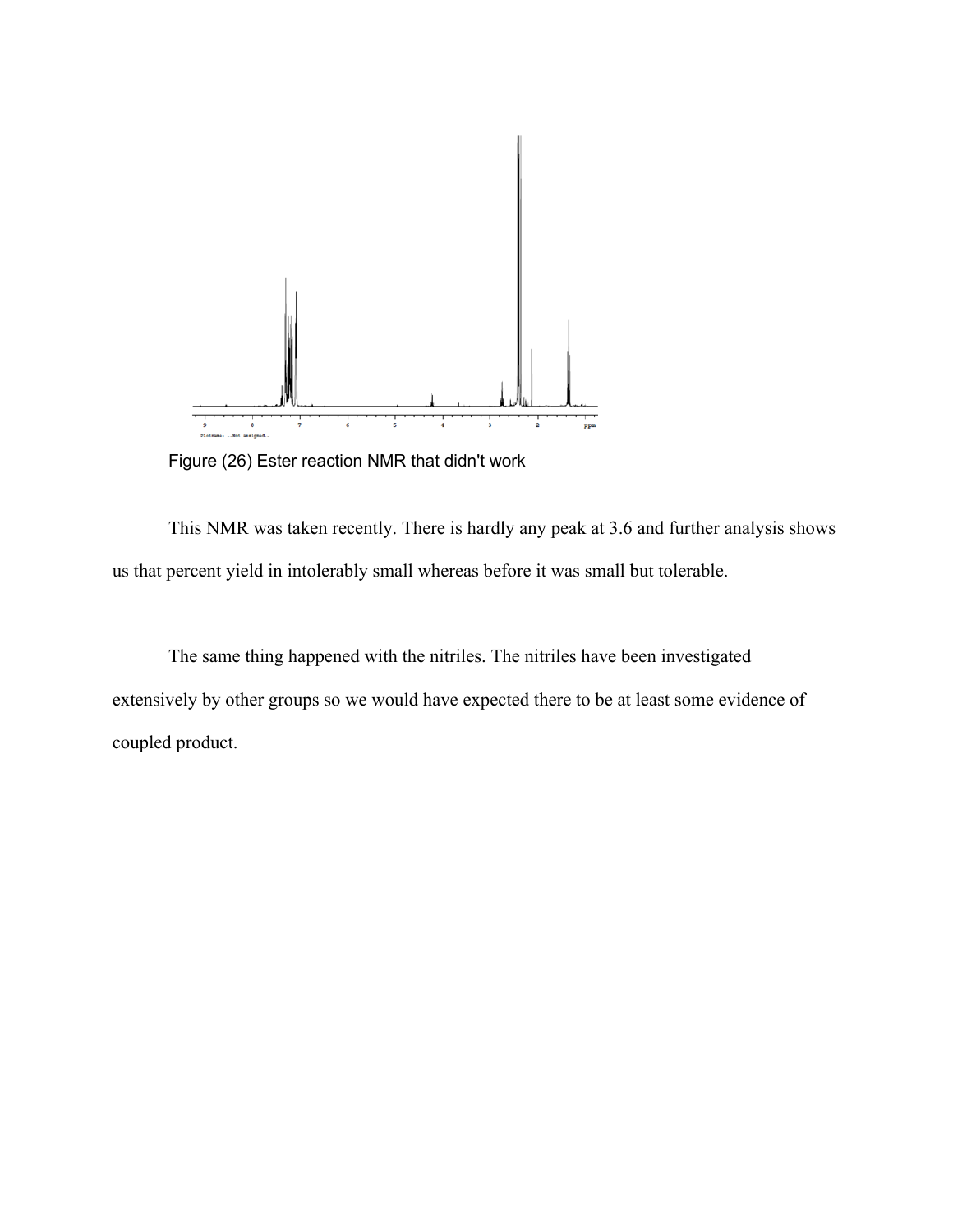Figure (26) Ester reaction NMR that didn't work

This NMR was taken recently. There is hardly any peak at 3.6 and further analysis shows us that percent yield in intolerably small whereas before it was small but tolerable.

The same thing happened with the nitriles. The nitriles have been investigated extensively by other groups so we would have expected there to be at least some evidence of coupled product.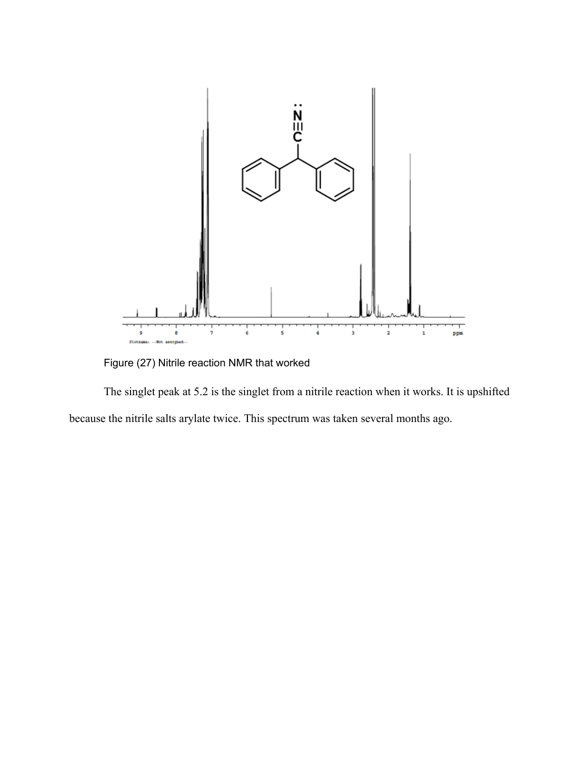Figure (27) Nitrile reaction NMR that worked

The singlet peak at 5.2 is the singlet from a nitrile reaction when it works. It is upshifted because the nitrile salts arylate twice. This spectrum was taken several months ago.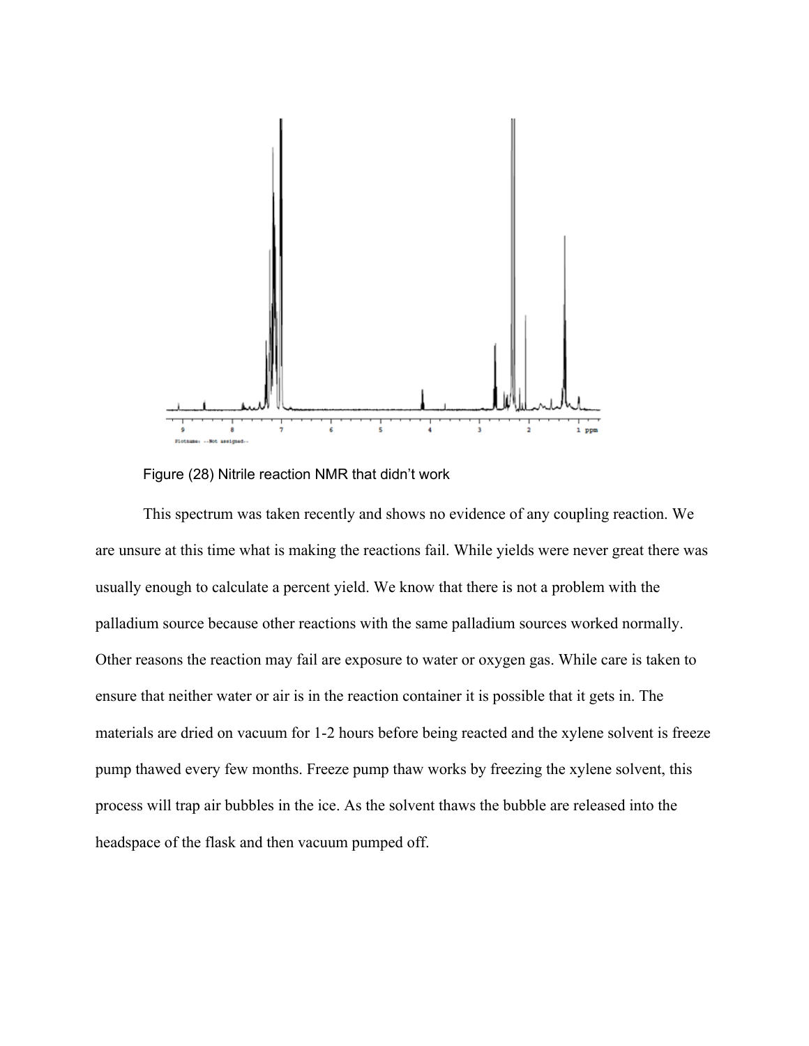Figure (28) Nitrile reaction NMR that didn't work

This spectrum was taken recently and shows no evidence of any coupling reaction. We are unsure at this time what is making the reactions fail. While yields were never great there was usually enough to calculate a percent yield. We know that there is not a problem with the palladium source because other reactions with the same palladium sources worked normally. Other reasons the reaction may fail are exposure to water or oxygen gas. While care is taken to ensure that neither water or air is in the reaction container it is possible that it gets in. The materials are dried on vacuum for 1-2 hours before being reacted and the xylene solvent is freeze pump thawed every few months. Freeze pump thaw works by freezing the xylene solvent, this process will trap air bubbles in the ice. As the solvent thaws the bubble are released into the headspace of the flask and then vacuum pumped off.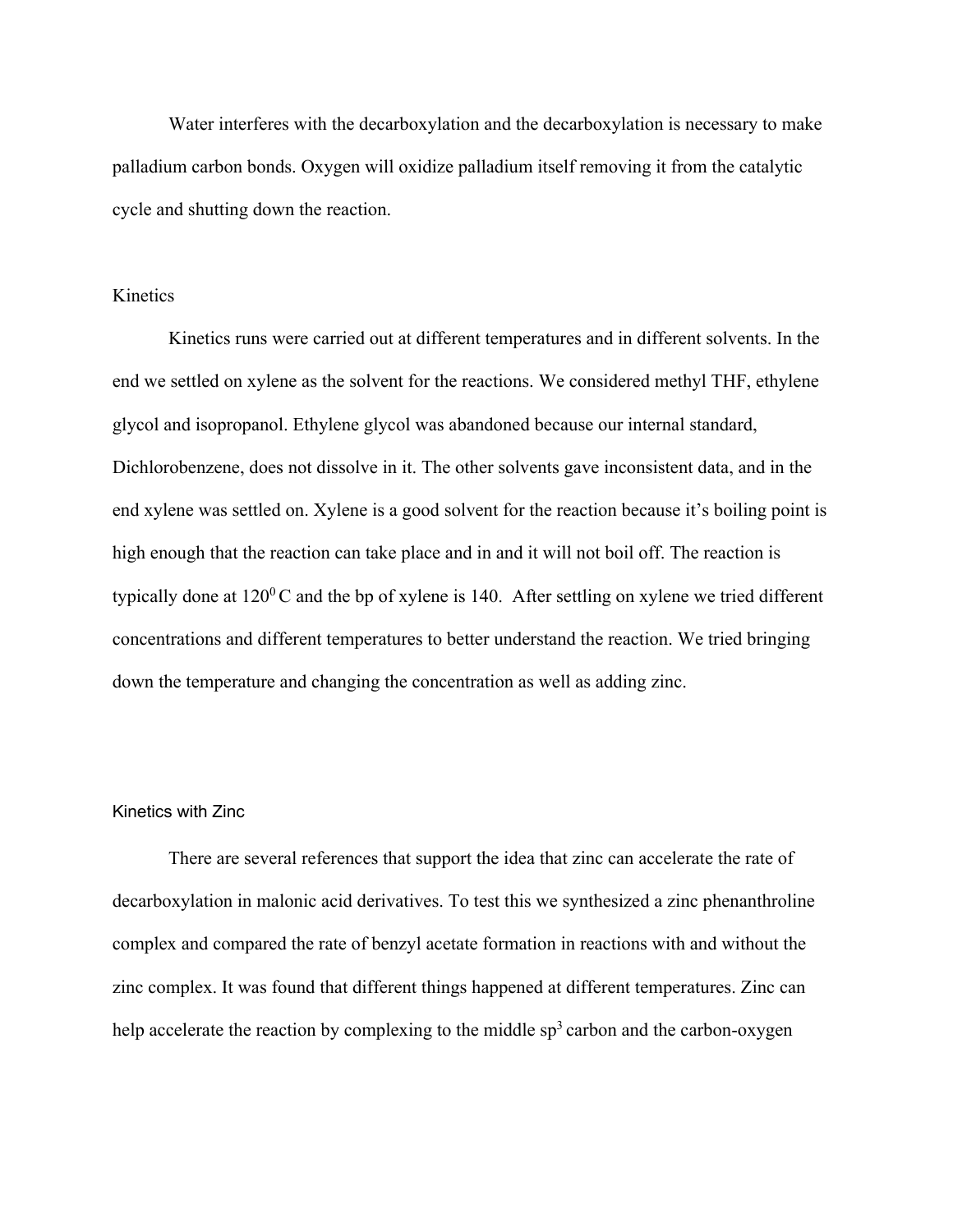Water interferes with the decarboxylation and the decarboxylation is necessary to make palladium carbon bonds. Oxygen will oxidize palladium itself removing it from the catalytic cycle and shutting down the reaction.

## Kinetics

Kinetics runs were carried out at different temperatures and in different solvents. In the end we settled on xylene as the solvent for the reactions. We considered methyl THF, ethylene glycol and isopropanol. Ethylene glycol was abandoned because our internal standard, Dichlorobenzene, does not dissolve in it. The other solvents gave inconsistent data, and in the end xylene was settled on. Xylene is a good solvent for the reaction because it's boiling point is high enough that the reaction can take place and in and it will not boil off. The reaction is typically done at $120^0$ C and the bp of xylene is 140. After settling on xylene we tried different concentrations and different temperatures to better understand the reaction. We tried bringing down the temperature and changing the concentration as well as adding zinc.

## Kinetics with Zinc

There are several references that support the idea that zinc can accelerate the rate of decarboxylation in malonic acid derivatives. To test this we synthesized a zinc phenanthroline complex and compared the rate of benzyl acetate formation in reactions with and without the zinc complex. It was found that different things happened at different temperatures. Zinc can help accelerate the reaction by complexing to the middle $sp^3$ carbon and the carbon-oxygen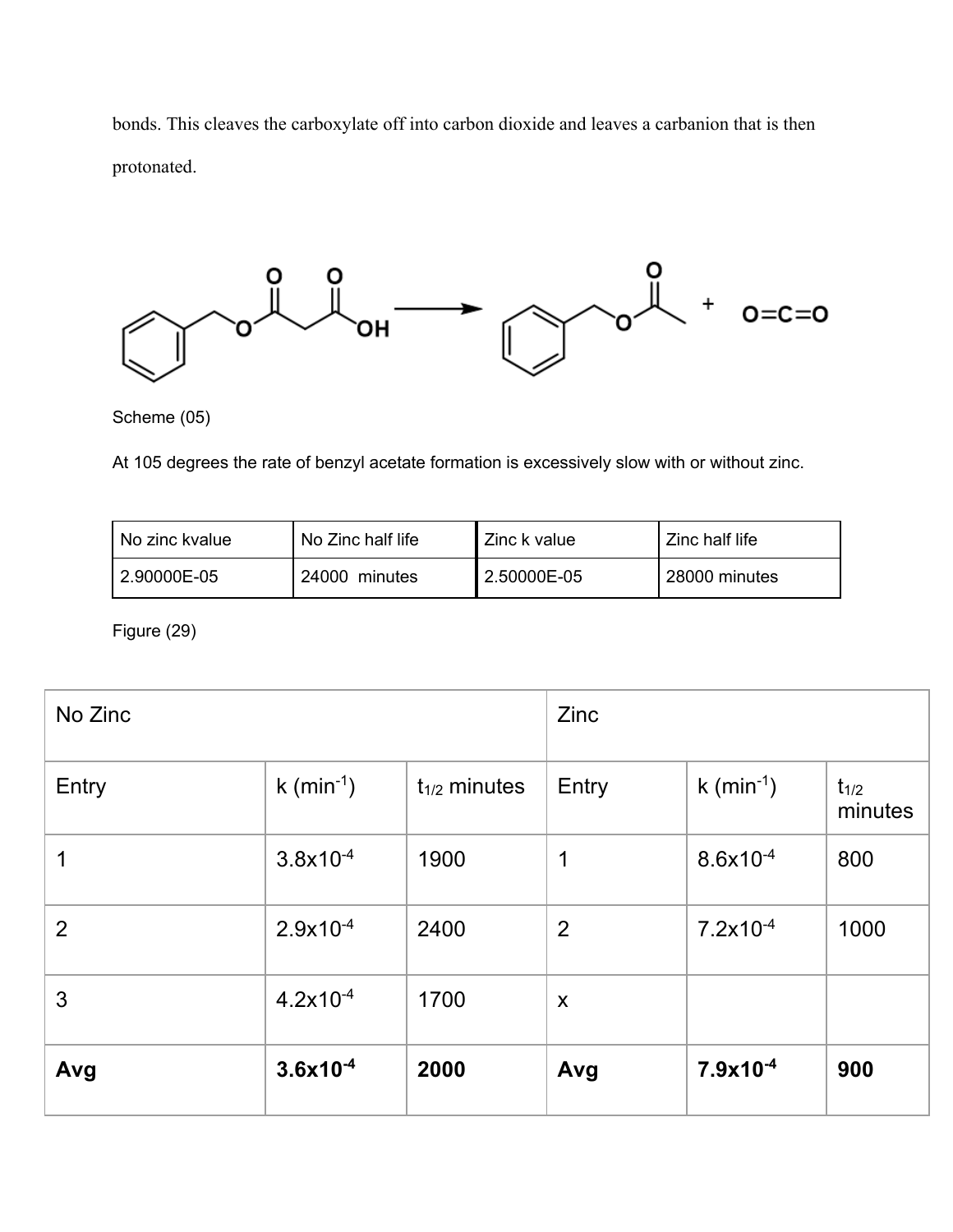bonds. This cleaves the carboxylate off into carbon dioxide and leaves a carbanion that is then protonated.

Scheme (05)

At 105 degrees the rate of benzyl acetate formation is excessively slow with or without zinc.

| No zinc kvalue | No Zinc half life | Zinc k value | Zinc half life |
|---|---|---|---|
| 2.90000E-05 | 24000 minutes | 2.50000E-05 | 28000 minutes |

Figure (29)

| No Zinc | | | Zinc | | |
|---|---|---|---|---|---|
| Entry | k ($min^{-1}$) | $t_{1/2}$ minutes | Entry | k ($min^{-1}$) | $t_{1/2}$ minutes |
| 1 | $3.8 \times 10^{-4}$ | 1900 | 1 | $8.6 \times 10^{-4}$ | 800 |
| 2 | $2.9 \times 10^{-4}$ | 2400 | 2 | $7.2 \times 10^{-4}$ | 1000 |
| 3 | $4.2 \times 10^{-4}$ | 1700 | x | | |
| **Avg** | **$3.6 \times 10^{-4}$** | **2000** | **Avg** | **$7.9 \times 10^{-4}$** | **900** |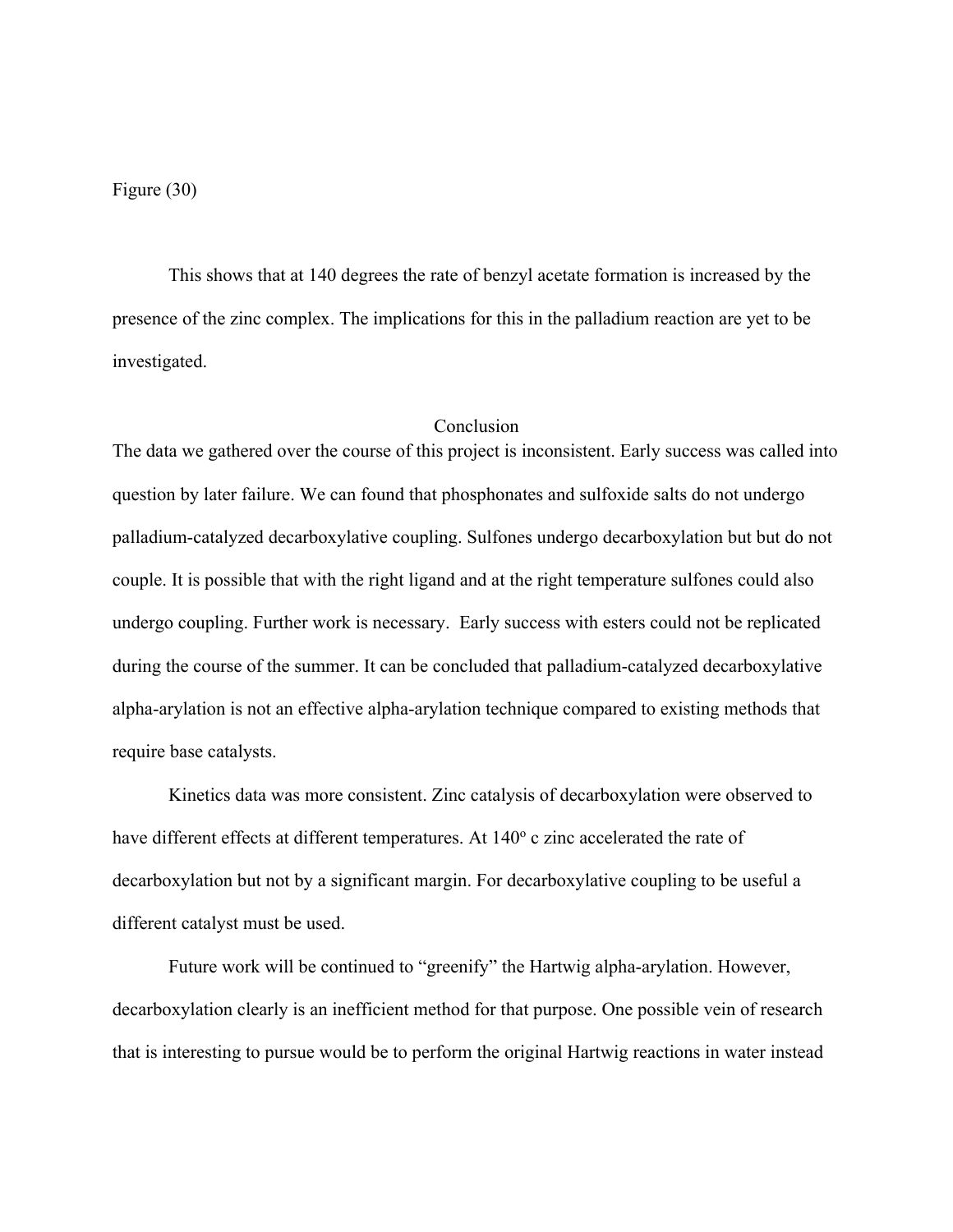Figure (30)

This shows that at 140 degrees the rate of benzyl acetate formation is increased by the presence of the zinc complex. The implications for this in the palladium reaction are yet to be investigated.

## Conclusion

The data we gathered over the course of this project is inconsistent. Early success was called into question by later failure. We can found that phosphonates and sulfoxide salts do not undergo palladium-catalyzed decarboxylative coupling. Sulfones undergo decarboxylation but but do not couple. It is possible that with the right ligand and at the right temperature sulfones could also undergo coupling. Further work is necessary. Early success with esters could not be replicated during the course of the summer. It can be concluded that palladium-catalyzed decarboxylative alpha-arylation is not an effective alpha-arylation technique compared to existing methods that require base catalysts.

Kinetics data was more consistent. Zinc catalysis of decarboxylation were observed to have different effects at different temperatures. At $140^{o}$ c zinc accelerated the rate of decarboxylation but not by a significant margin. For decarboxylative coupling to be useful a different catalyst must be used.

Future work will be continued to "greenify" the Hartwig alpha-arylation. However, decarboxylation clearly is an inefficient method for that purpose. One possible vein of research that is interesting to pursue would be to perform the original Hartwig reactions in water instead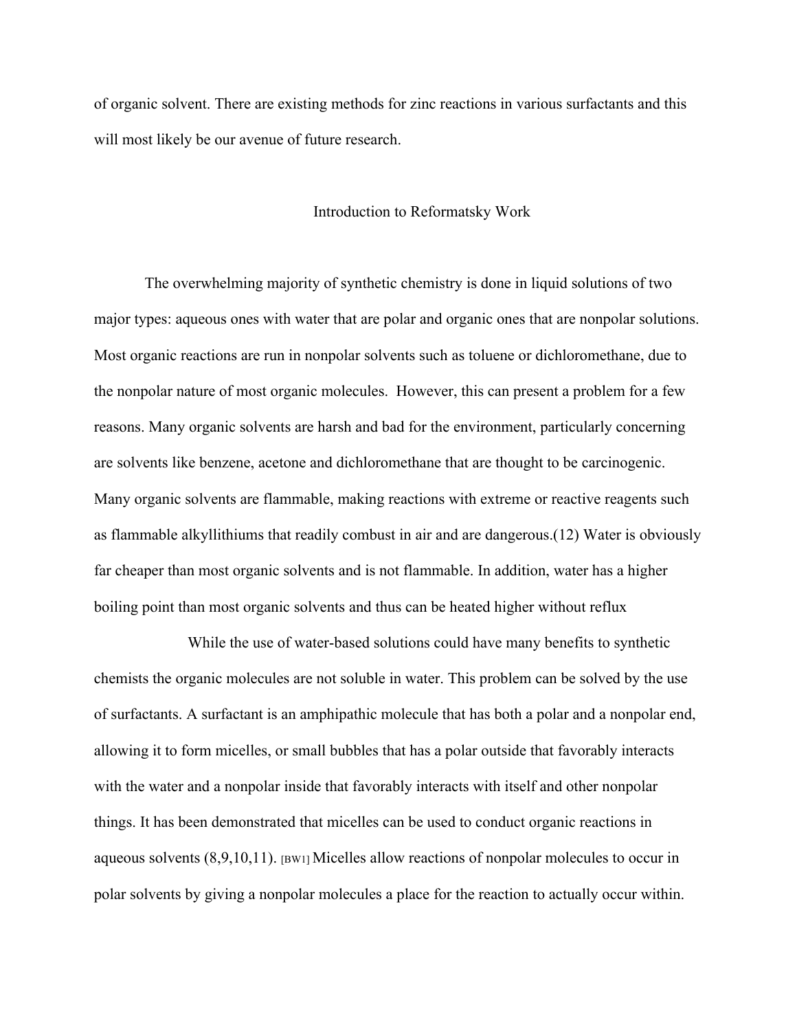of organic solvent. There are existing methods for zinc reactions in various surfactants and this will most likely be our avenue of future research.

## Introduction to Reformatsky Work

The overwhelming majority of synthetic chemistry is done in liquid solutions of two major types: aqueous ones with water that are polar and organic ones that are nonpolar solutions. Most organic reactions are run in nonpolar solvents such as toluene or dichloromethane, due to the nonpolar nature of most organic molecules. However, this can present a problem for a few reasons. Many organic solvents are harsh and bad for the environment, particularly concerning are solvents like benzene, acetone and dichloromethane that are thought to be carcinogenic. Many organic solvents are flammable, making reactions with extreme or reactive reagents such as flammable alkyllithiums that readily combust in air and are dangerous.(12) Water is obviously far cheaper than most organic solvents and is not flammable. In addition, water has a higher boiling point than most organic solvents and thus can be heated higher without reflux

While the use of water-based solutions could have many benefits to synthetic chemists the organic molecules are not soluble in water. This problem can be solved by the use of surfactants. A surfactant is an amphipathic molecule that has both a polar and a nonpolar end, allowing it to form micelles, or small bubbles that has a polar outside that favorably interacts with the water and a nonpolar inside that favorably interacts with itself and other nonpolar things. It has been demonstrated that micelles can be used to conduct organic reactions in aqueous solvents (8,9,10,11). [BW1] Micelles allow reactions of nonpolar molecules to occur in polar solvents by giving a nonpolar molecules a place for the reaction to actually occur within.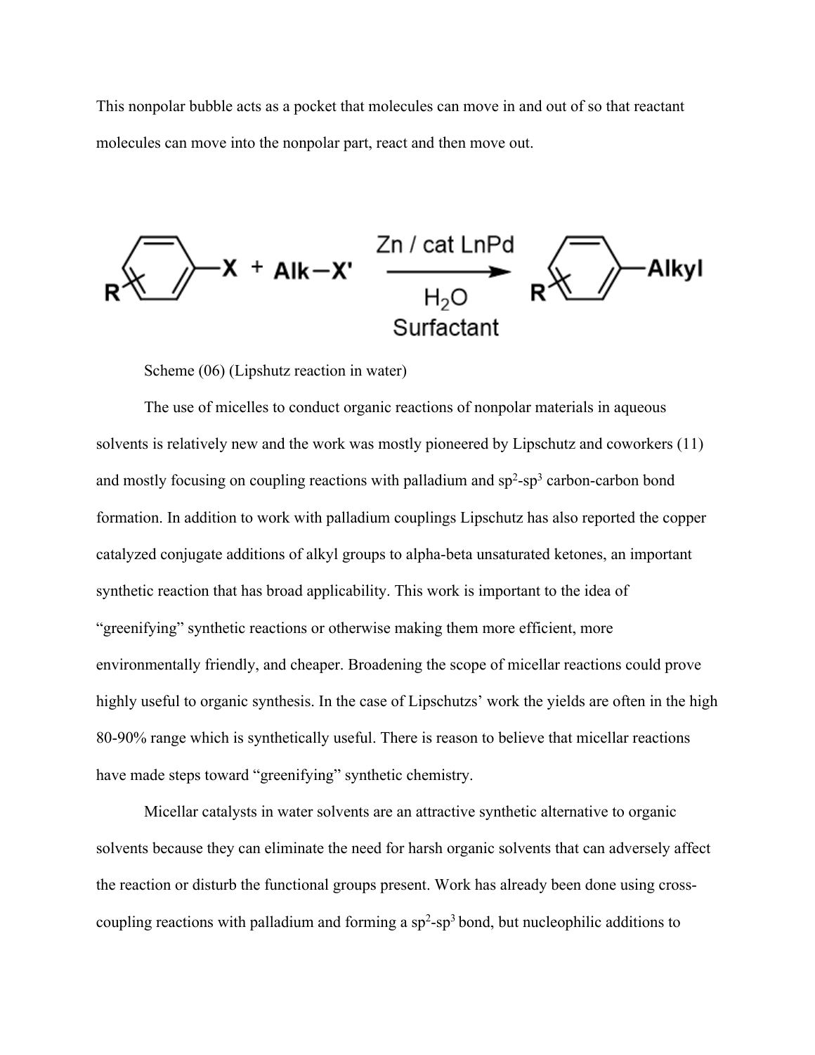This nonpolar bubble acts as a pocket that molecules can move in and out of so that reactant molecules can move into the nonpolar part, react and then move out.

Scheme (06) (Lipshutz reaction in water)

The use of micelles to conduct organic reactions of nonpolar materials in aqueous solvents is relatively new and the work was mostly pioneered by Lipschutz and coworkers (11) and mostly focusing on coupling reactions with palladium and $sp^2$-$sp^3$ carbon-carbon bond formation. In addition to work with palladium couplings Lipschutz has also reported the copper catalyzed conjugate additions of alkyl groups to alpha-beta unsaturated ketones, an important synthetic reaction that has broad applicability. This work is important to the idea of "greenifying" synthetic reactions or otherwise making them more efficient, more environmentally friendly, and cheaper. Broadening the scope of micellar reactions could prove highly useful to organic synthesis. In the case of Lipschutzs' work the yields are often in the high 80-90% range which is synthetically useful. There is reason to believe that micellar reactions have made steps toward "greenifying" synthetic chemistry.

Micellar catalysts in water solvents are an attractive synthetic alternative to organic solvents because they can eliminate the need for harsh organic solvents that can adversely affect the reaction or disturb the functional groups present. Work has already been done using cross-coupling reactions with palladium and forming a $sp^2$-$sp^3$ bond, but nucleophilic additions to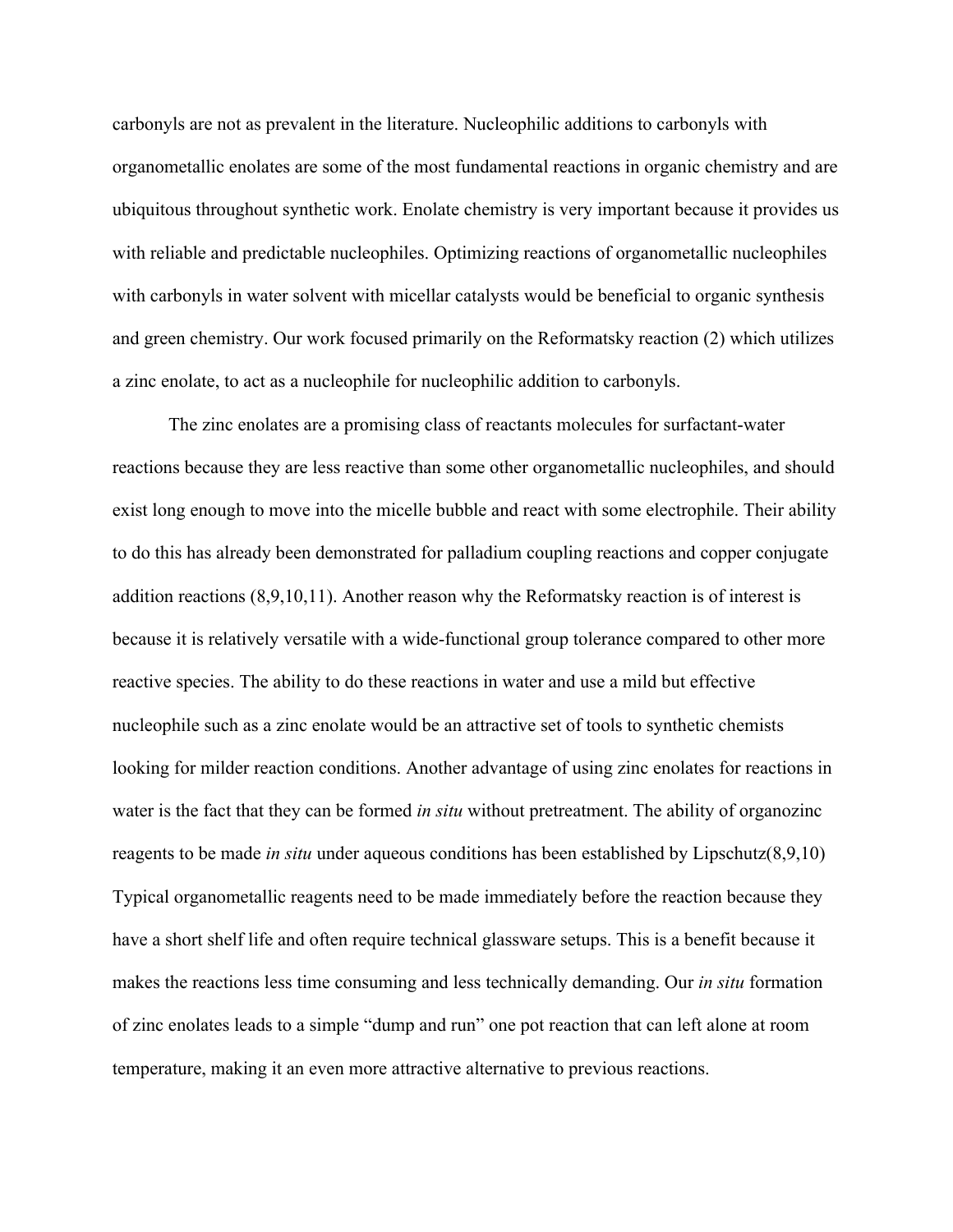carbonyls are not as prevalent in the literature. Nucleophilic additions to carbonyls with organometallic enolates are some of the most fundamental reactions in organic chemistry and are ubiquitous throughout synthetic work. Enolate chemistry is very important because it provides us with reliable and predictable nucleophiles. Optimizing reactions of organometallic nucleophiles with carbonyls in water solvent with micellar catalysts would be beneficial to organic synthesis and green chemistry. Our work focused primarily on the Reformatsky reaction (2) which utilizes a zinc enolate, to act as a nucleophile for nucleophilic addition to carbonyls.

The zinc enolates are a promising class of reactants molecules for surfactant-water reactions because they are less reactive than some other organometallic nucleophiles, and should exist long enough to move into the micelle bubble and react with some electrophile. Their ability to do this has already been demonstrated for palladium coupling reactions and copper conjugate addition reactions (8,9,10,11). Another reason why the Reformatsky reaction is of interest is because it is relatively versatile with a wide-functional group tolerance compared to other more reactive species. The ability to do these reactions in water and use a mild but effective nucleophile such as a zinc enolate would be an attractive set of tools to synthetic chemists looking for milder reaction conditions. Another advantage of using zinc enolates for reactions in water is the fact that they can be formed *in situ* without pretreatment. The ability of organozinc reagents to be made *in situ* under aqueous conditions has been established by Lipschutz(8,9,10) Typical organometallic reagents need to be made immediately before the reaction because they have a short shelf life and often require technical glassware setups. This is a benefit because it makes the reactions less time consuming and less technically demanding. Our *in situ* formation of zinc enolates leads to a simple "dump and run" one pot reaction that can left alone at room temperature, making it an even more attractive alternative to previous reactions.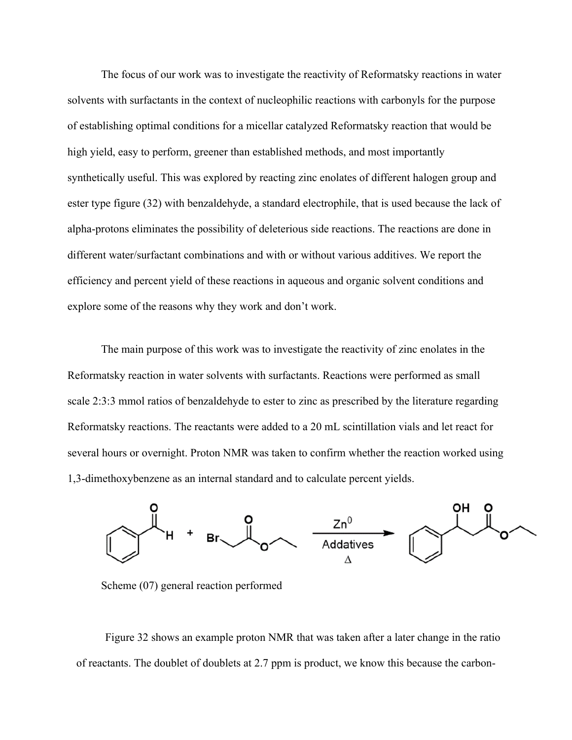The focus of our work was to investigate the reactivity of Reformatsky reactions in water solvents with surfactants in the context of nucleophilic reactions with carbonyls for the purpose of establishing optimal conditions for a micellar catalyzed Reformatsky reaction that would be high yield, easy to perform, greener than established methods, and most importantly synthetically useful. This was explored by reacting zinc enolates of different halogen group and ester type figure (32) with benzaldehyde, a standard electrophile, that is used because the lack of alpha-protons eliminates the possibility of deleterious side reactions. The reactions are done in different water/surfactant combinations and with or without various additives. We report the efficiency and percent yield of these reactions in aqueous and organic solvent conditions and explore some of the reasons why they work and don't work.

The main purpose of this work was to investigate the reactivity of zinc enolates in the Reformatsky reaction in water solvents with surfactants. Reactions were performed as small scale 2:3:3 mmol ratios of benzaldehyde to ester to zinc as prescribed by the literature regarding Reformatsky reactions. The reactants were added to a 20 mL scintillation vials and let react for several hours or overnight. Proton NMR was taken to confirm whether the reaction worked using 1,3-dimethoxybenzene as an internal standard and to calculate percent yields.

Scheme (07) general reaction performed

Figure 32 shows an example proton NMR that was taken after a later change in the ratio of reactants. The doublet of doublets at 2.7 ppm is product, we know this because the carbon-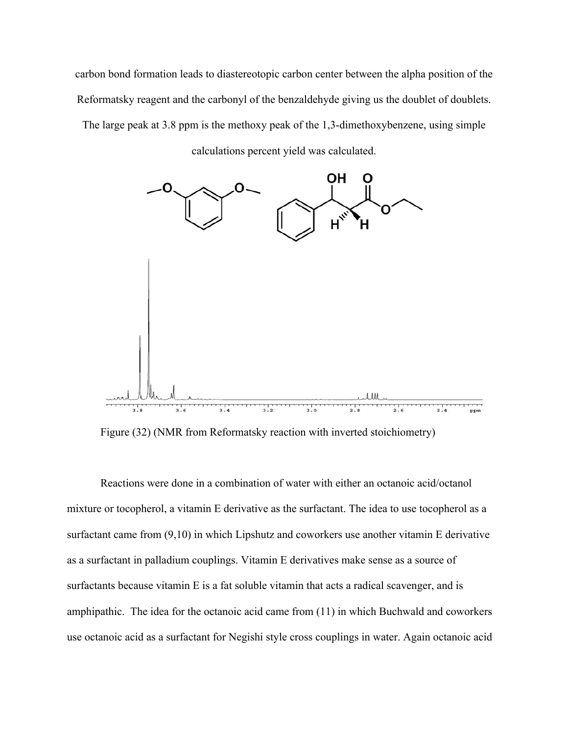carbon bond formation leads to diastereotopic carbon center between the alpha position of the Reformatsky reagent and the carbonyl of the benzaldehyde giving us the doublet of doublets. The large peak at 3.8 ppm is the methoxy peak of the 1,3-dimethoxybenzene, using simple calculations percent yield was calculated.

Figure (32) (NMR from Reformatsky reaction with inverted stoichiometry)

Reactions were done in a combination of water with either an octanoic acid/octanol mixture or tocopherol, a vitamin E derivative as the surfactant. The idea to use tocopherol as a surfactant came from (9,10) in which Lipshutz and coworkers use another vitamin E derivative as a surfactant in palladium couplings. Vitamin E derivatives make sense as a source of surfactants because vitamin E is a fat soluble vitamin that acts a radical scavenger, and is amphipathic. The idea for the octanoic acid came from (11) in which Buchwald and coworkers use octanoic acid as a surfactant for Negishi style cross couplings in water. Again octanoic acid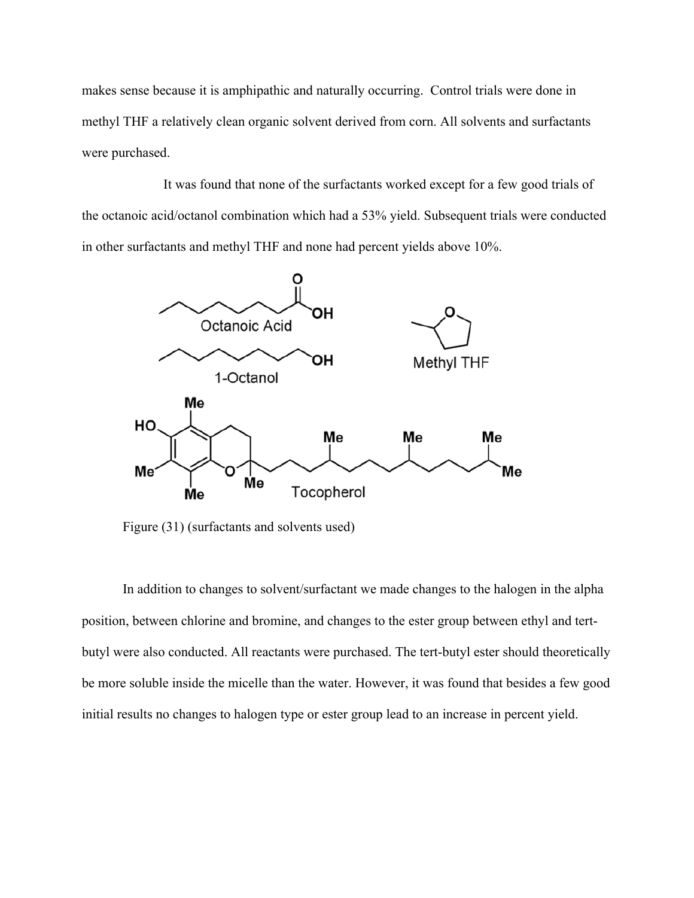makes sense because it is amphipathic and naturally occurring. Control trials were done in methyl THF a relatively clean organic solvent derived from corn. All solvents and surfactants were purchased.

It was found that none of the surfactants worked except for a few good trials of the octanoic acid/octanol combination which had a 53% yield. Subsequent trials were conducted in other surfactants and methyl THF and none had percent yields above 10%.

Figure (31) (surfactants and solvents used)

In addition to changes to solvent/surfactant we made changes to the halogen in the alpha position, between chlorine and bromine, and changes to the ester group between ethyl and tert-butyl were also conducted. All reactants were purchased. The tert-butyl ester should theoretically be more soluble inside the micelle than the water. However, it was found that besides a few good initial results no changes to halogen type or ester group lead to an increase in percent yield.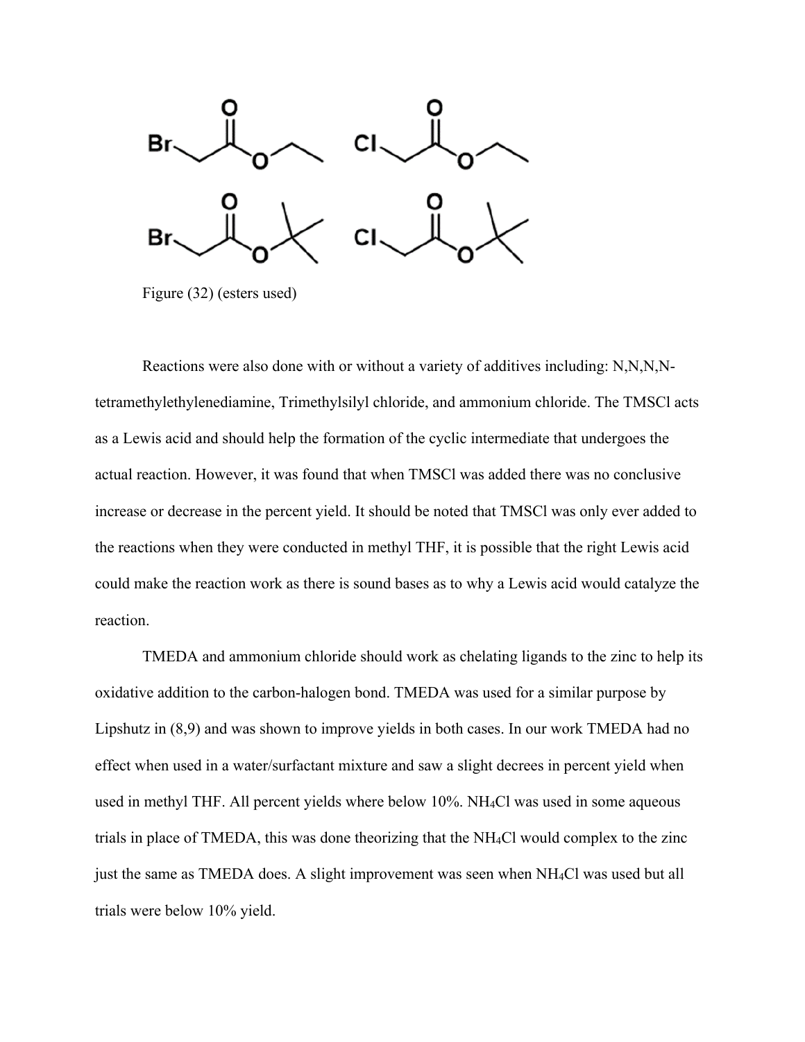Figure (32) (esters used)

Reactions were also done with or without a variety of additives including: N,N,N,N-tetramethylethylenediamine, Trimethylsilyl chloride, and ammonium chloride. The TMSCl acts as a Lewis acid and should help the formation of the cyclic intermediate that undergoes the actual reaction. However, it was found that when TMSCl was added there was no conclusive increase or decrease in the percent yield. It should be noted that TMSCl was only ever added to the reactions when they were conducted in methyl THF, it is possible that the right Lewis acid could make the reaction work as there is sound bases as to why a Lewis acid would catalyze the reaction.

TMEDA and ammonium chloride should work as chelating ligands to the zinc to help its oxidative addition to the carbon-halogen bond. TMEDA was used for a similar purpose by Lipshutz in (8,9) and was shown to improve yields in both cases. In our work TMEDA had no effect when used in a water/surfactant mixture and saw a slight decrees in percent yield when used in methyl THF. All percent yields where below 10%. $NH_4Cl$ was used in some aqueous trials in place of TMEDA, this was done theorizing that the $NH_4Cl$ would complex to the zinc just the same as TMEDA does. A slight improvement was seen when $NH_4Cl$ was used but all trials were below 10% yield.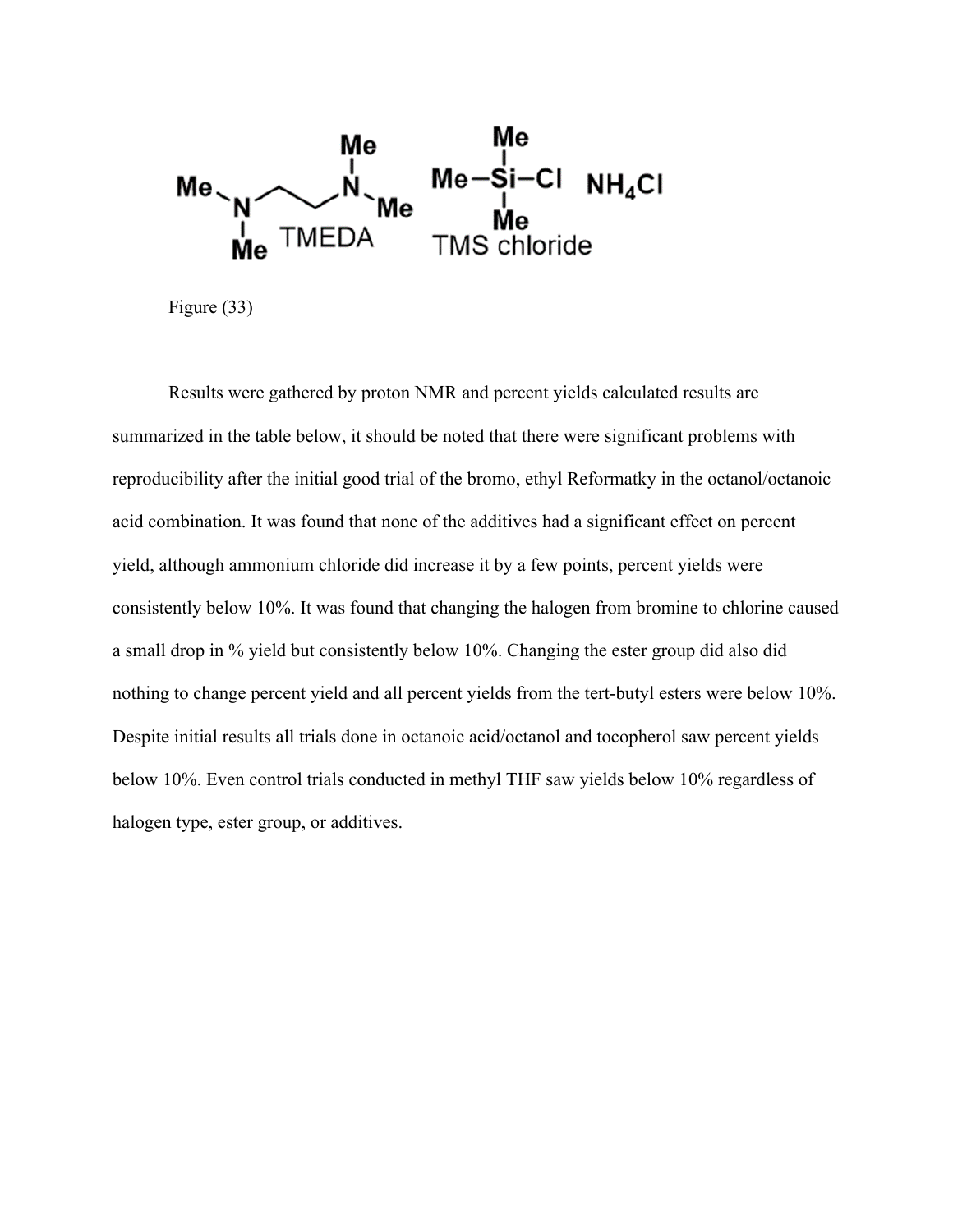Figure (33)

Results were gathered by proton NMR and percent yields calculated results are summarized in the table below, it should be noted that there were significant problems with reproducibility after the initial good trial of the bromo, ethyl Reformatky in the octanol/octanoic acid combination. It was found that none of the additives had a significant effect on percent yield, although ammonium chloride did increase it by a few points, percent yields were consistently below 10%. It was found that changing the halogen from bromine to chlorine caused a small drop in % yield but consistently below 10%. Changing the ester group did also did nothing to change percent yield and all percent yields from the tert-butyl esters were below 10%. Despite initial results all trials done in octanoic acid/octanol and tocopherol saw percent yields below 10%. Even control trials conducted in methyl THF saw yields below 10% regardless of halogen type, ester group, or additives.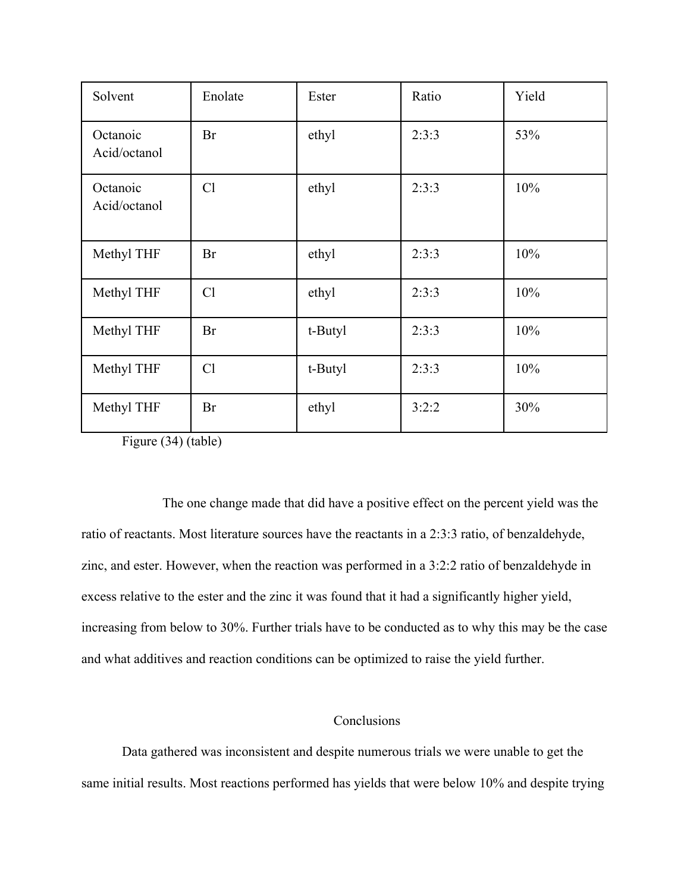| Solvent | Enolate | Ester | Ratio | Yield |
|---|---|---|---|---|
| Octanoic Acid/octanol | Br | ethyl | 2:3:3 | 53% |
| Octanoic Acid/octanol | Cl | ethyl | 2:3:3 | 10% |
| Methyl THF | Br | ethyl | 2:3:3 | 10% |
| Methyl THF | Cl | ethyl | 2:3:3 | 10% |
| Methyl THF | Br | t-Butyl | 2:3:3 | 10% |
| Methyl THF | Cl | t-Butyl | 2:3:3 | 10% |
| Methyl THF | Br | ethyl | 3:2:2 | 30% |

Figure (34) (table)

The one change made that did have a positive effect on the percent yield was the ratio of reactants. Most literature sources have the reactants in a 2:3:3 ratio, of benzaldehyde, zinc, and ester. However, when the reaction was performed in a 3:2:2 ratio of benzaldehyde in excess relative to the ester and the zinc it was found that it had a significantly higher yield, increasing from below to 30%. Further trials have to be conducted as to why this may be the case and what additives and reaction conditions can be optimized to raise the yield further.

## Conclusions

Data gathered was inconsistent and despite numerous trials we were unable to get the same initial results. Most reactions performed has yields that were below 10% and despite trying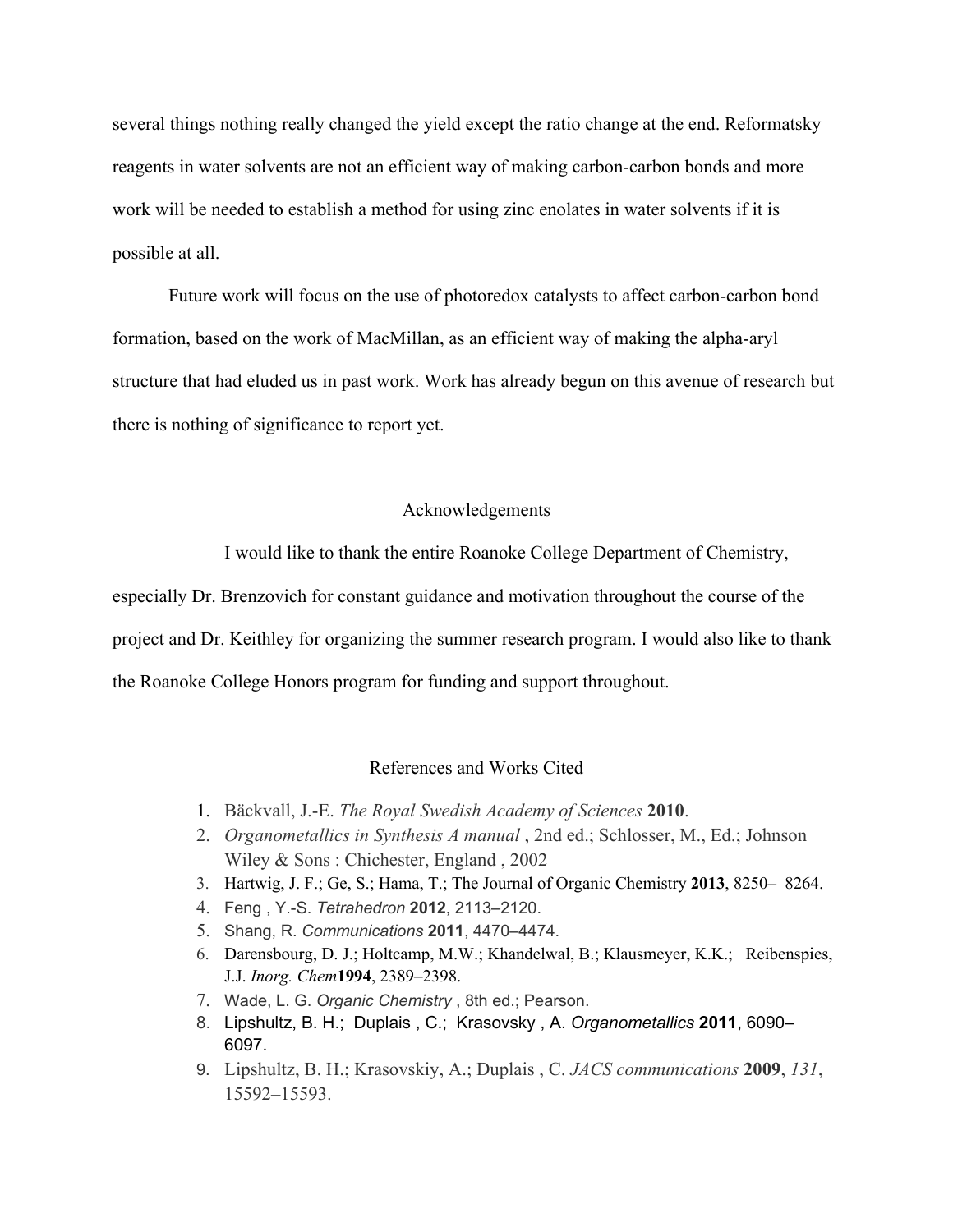several things nothing really changed the yield except the ratio change at the end. Reformatsky reagents in water solvents are not an efficient way of making carbon-carbon bonds and more work will be needed to establish a method for using zinc enolates in water solvents if it is possible at all.

Future work will focus on the use of photoredox catalysts to affect carbon-carbon bond formation, based on the work of MacMillan, as an efficient way of making the alpha-aryl structure that had eluded us in past work. Work has already begun on this avenue of research but there is nothing of significance to report yet.

## Acknowledgements

I would like to thank the entire Roanoke College Department of Chemistry, especially Dr. Brenzovich for constant guidance and motivation throughout the course of the project and Dr. Keithley for organizing the summer research program. I would also like to thank the Roanoke College Honors program for funding and support throughout.

## References and Works Cited

1. Bäckvall, J.-E. *The Royal Swedish Academy of Sciences* **2010**.
2. *Organometallics in Synthesis A manual* , 2nd ed.; Schlosser, M., Ed.; Johnson Wiley & Sons : Chichester, England , 2002
3. Hartwig, J. F.; Ge, S.; Hama, T.; The Journal of Organic Chemistry **2013**, 8250– 8264.
4. Feng , Y.-S. *Tetrahedron* **2012**, 2113–2120.
5. Shang, R. *Communications* **2011**, 4470–4474.
6. Darensbourg, D. J.; Holtcamp, M.W.; Khandelwal, B.; Klausmeyer, K.K.; Reibenspies, J.J. *Inorg. Chem* **1994**, 2389–2398.
7. Wade, L. G. *Organic Chemistry* , 8th ed.; Pearson.
8. Lipshultz, B. H.; Duplais , C.; Krasovsky , A. *Organometallics* **2011**, 6090–6097.
9. Lipshultz, B. H.; Krasovskiy, A.; Duplais , C. *JACS communications* **2009**, *131*, 15592–15593.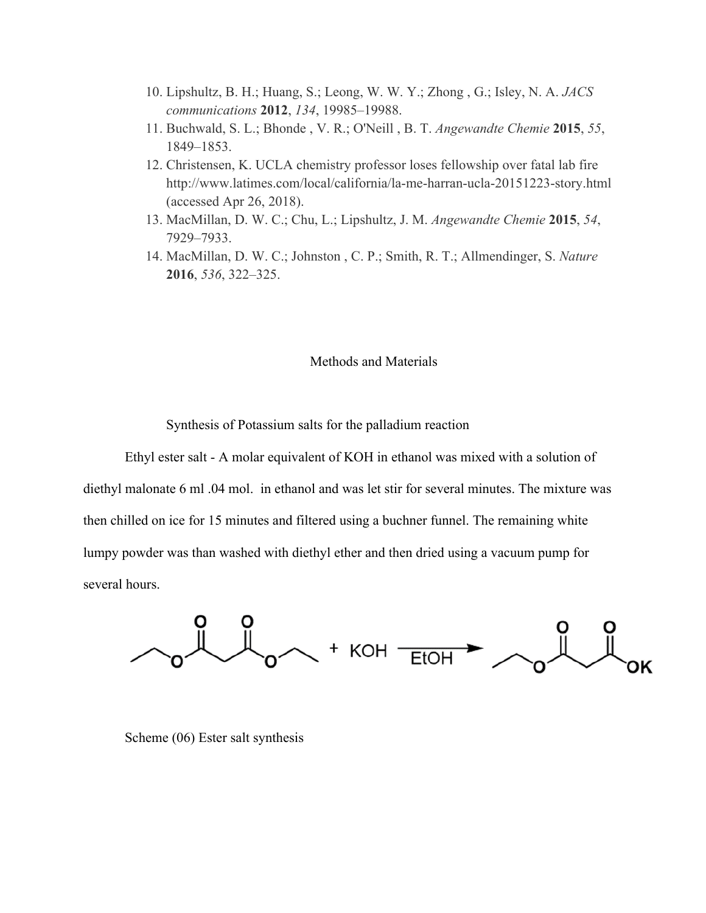10. Lipshultz, B. H.; Huang, S.; Leong, W. W. Y.; Zhong , G.; Isley, N. A. *JACS communications* **2012**, *134*, 19985–19988.
11. Buchwald, S. L.; Bhonde , V. R.; O'Neill , B. T. *Angewandte Chemie* **2015**, *55*, 1849–1853.
12. Christensen, K. UCLA chemistry professor loses fellowship over fatal lab fire http://www.latimes.com/local/california/la-me-harran-ucla-20151223-story.html (accessed Apr 26, 2018).
13. MacMillan, D. W. C.; Chu, L.; Lipshultz, J. M. *Angewandte Chemie* **2015**, *54*, 7929–7933.
14. MacMillan, D. W. C.; Johnston , C. P.; Smith, R. T.; Allmendinger, S. *Nature* **2016**, *536*, 322–325.

## Methods and Materials

### Synthesis of Potassium salts for the palladium reaction

Ethyl ester salt - A molar equivalent of KOH in ethanol was mixed with a solution of diethyl malonate 6 ml .04 mol. in ethanol and was let stir for several minutes. The mixture was then chilled on ice for 15 minutes and filtered using a buchner funnel. The remaining white lumpy powder was than washed with diethyl ether and then dried using a vacuum pump for several hours.

Scheme (06) Ester salt synthesis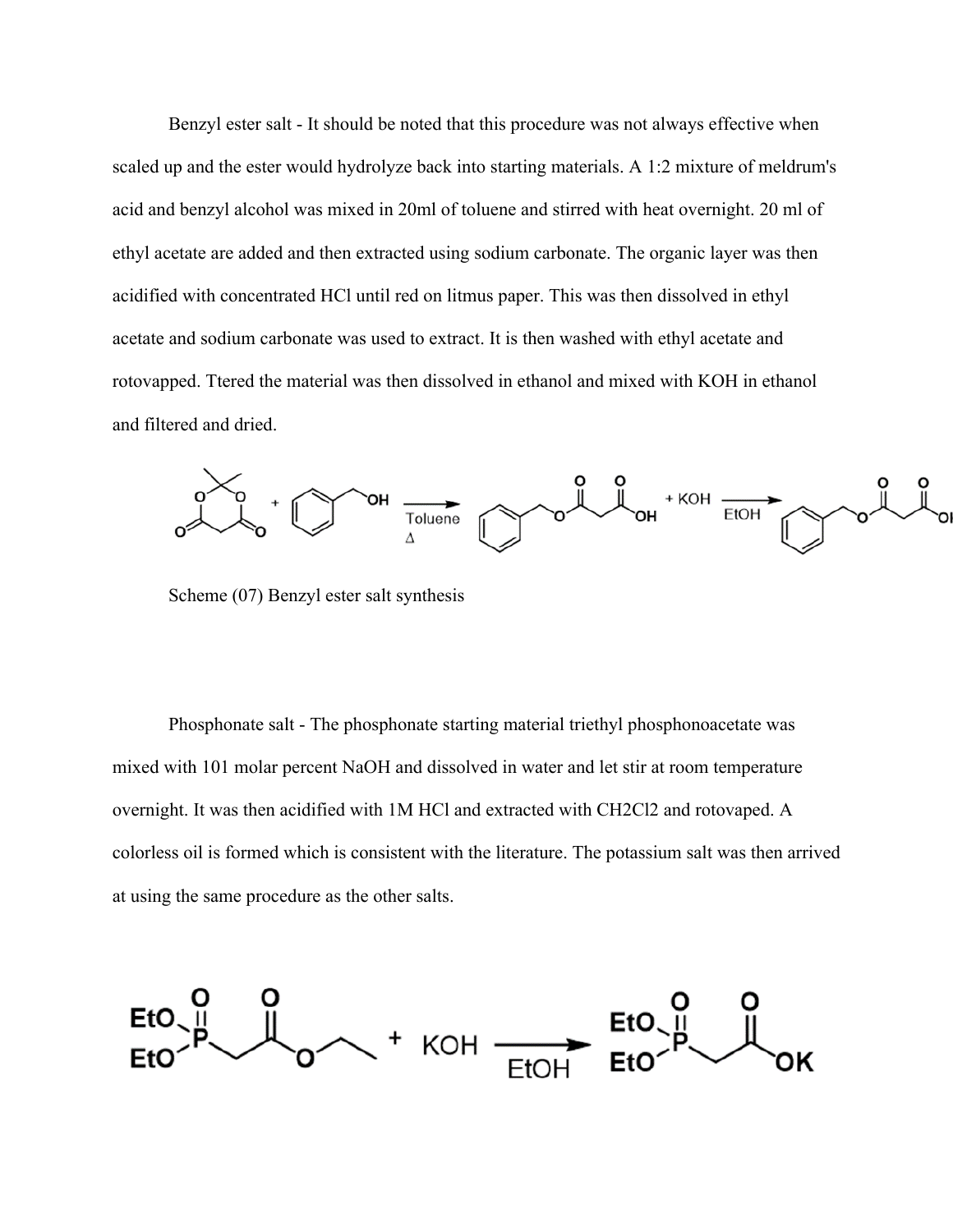Benzyl ester salt - It should be noted that this procedure was not always effective when scaled up and the ester would hydrolyze back into starting materials. A 1:2 mixture of meldrum's acid and benzyl alcohol was mixed in 20ml of toluene and stirred with heat overnight. 20 ml of ethyl acetate are added and then extracted using sodium carbonate. The organic layer was then acidified with concentrated HCl until red on litmus paper. This was then dissolved in ethyl acetate and sodium carbonate was used to extract. It is then washed with ethyl acetate and rotovapped. Ttered the material was then dissolved in ethanol and mixed with KOH in ethanol and filtered and dried.

Scheme (07) Benzyl ester salt synthesis

Phosphonate salt - The phosphonate starting material triethyl phosphonoacetate was mixed with 101 molar percent NaOH and dissolved in water and let stir at room temperature overnight. It was then acidified with 1M HCl and extracted with $CH_2Cl_2$ and rotovaped. A colorless oil is formed which is consistent with the literature. The potassium salt was then arrived at using the same procedure as the other salts.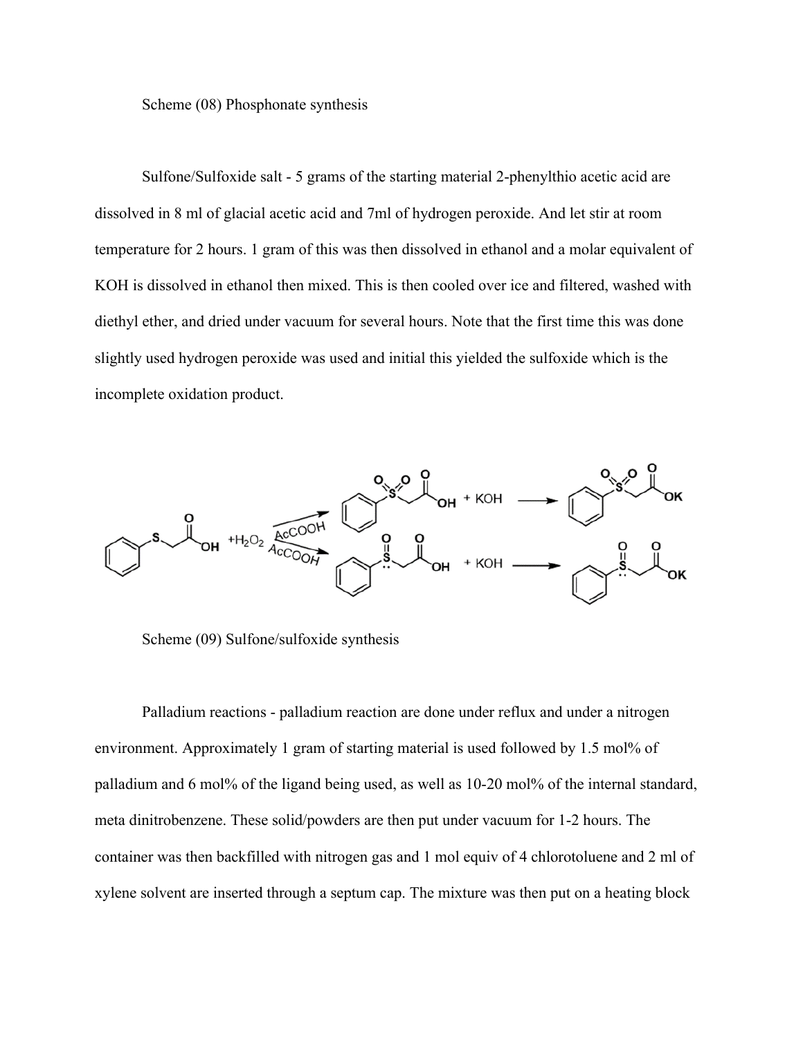Scheme (08) Phosphonate synthesis

Sulfone/Sulfoxide salt - 5 grams of the starting material 2-phenylthio acetic acid are dissolved in 8 ml of glacial acetic acid and 7ml of hydrogen peroxide. And let stir at room temperature for 2 hours. 1 gram of this was then dissolved in ethanol and a molar equivalent of KOH is dissolved in ethanol then mixed. This is then cooled over ice and filtered, washed with diethyl ether, and dried under vacuum for several hours. Note that the first time this was done slightly used hydrogen peroxide was used and initial this yielded the sulfoxide which is the incomplete oxidation product.

Scheme (09) Sulfone/sulfoxide synthesis

Palladium reactions - palladium reaction are done under reflux and under a nitrogen environment. Approximately 1 gram of starting material is used followed by 1.5 mol% of palladium and 6 mol% of the ligand being used, as well as 10-20 mol% of the internal standard, meta dinitrobenzene. These solid/powders are then put under vacuum for 1-2 hours. The container was then backfilled with nitrogen gas and 1 mol equiv of 4 chlorotoluene and 2 ml of xylene solvent are inserted through a septum cap. The mixture was then put on a heating block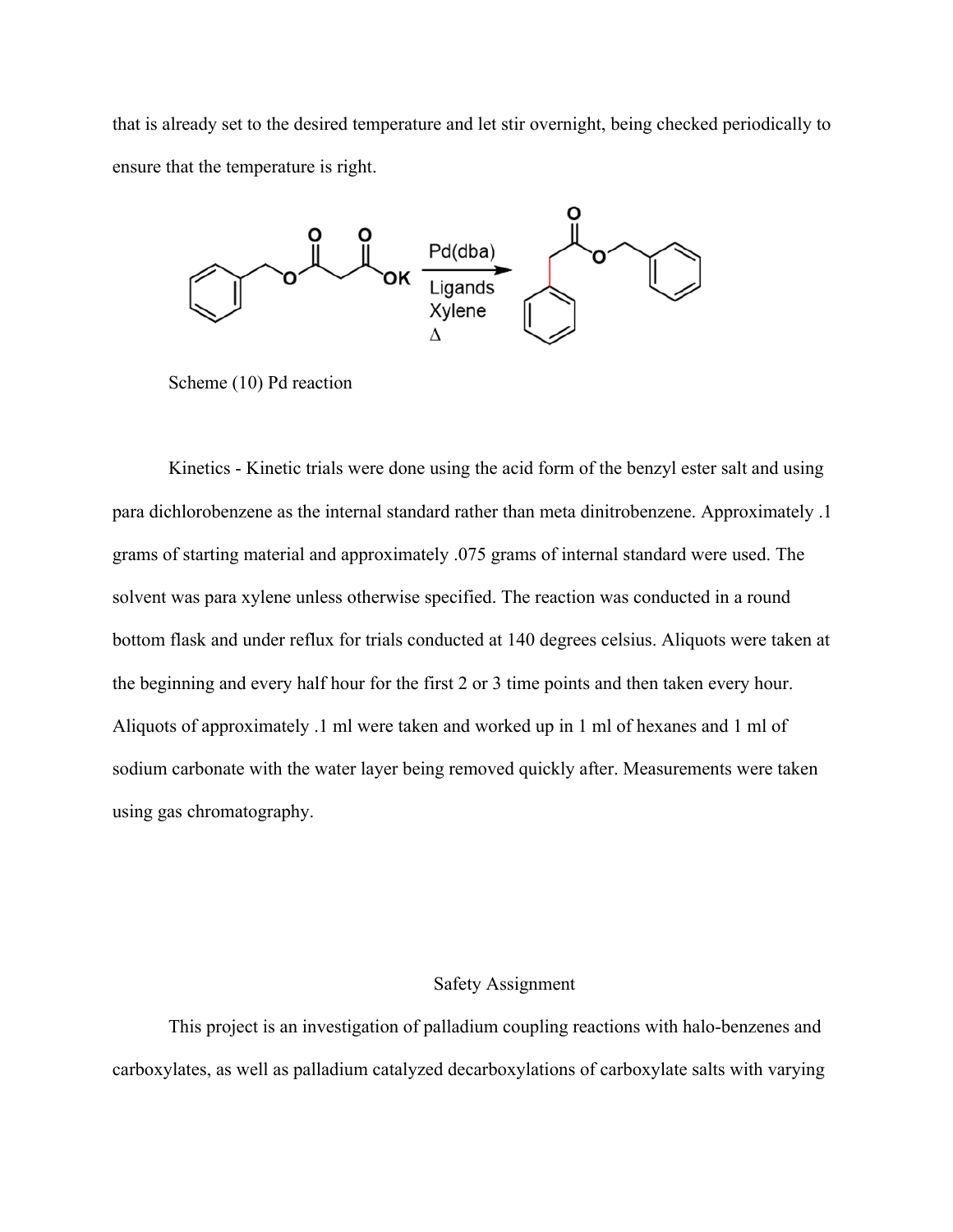that is already set to the desired temperature and let stir overnight, being checked periodically to ensure that the temperature is right.

Scheme (10) Pd reaction

Kinetics - Kinetic trials were done using the acid form of the benzyl ester salt and using para dichlorobenzene as the internal standard rather than meta dinitrobenzene. Approximately .1 grams of starting material and approximately .075 grams of internal standard were used. The solvent was para xylene unless otherwise specified. The reaction was conducted in a round bottom flask and under reflux for trials conducted at 140 degrees celsius. Aliquots were taken at the beginning and every half hour for the first 2 or 3 time points and then taken every hour. Aliquots of approximately .1 ml were taken and worked up in 1 ml of hexanes and 1 ml of sodium carbonate with the water layer being removed quickly after. Measurements were taken using gas chromatography.

## Safety Assignment

This project is an investigation of palladium coupling reactions with halo-benzenes and carboxylates, as well as palladium catalyzed decarboxylations of carboxylate salts with varying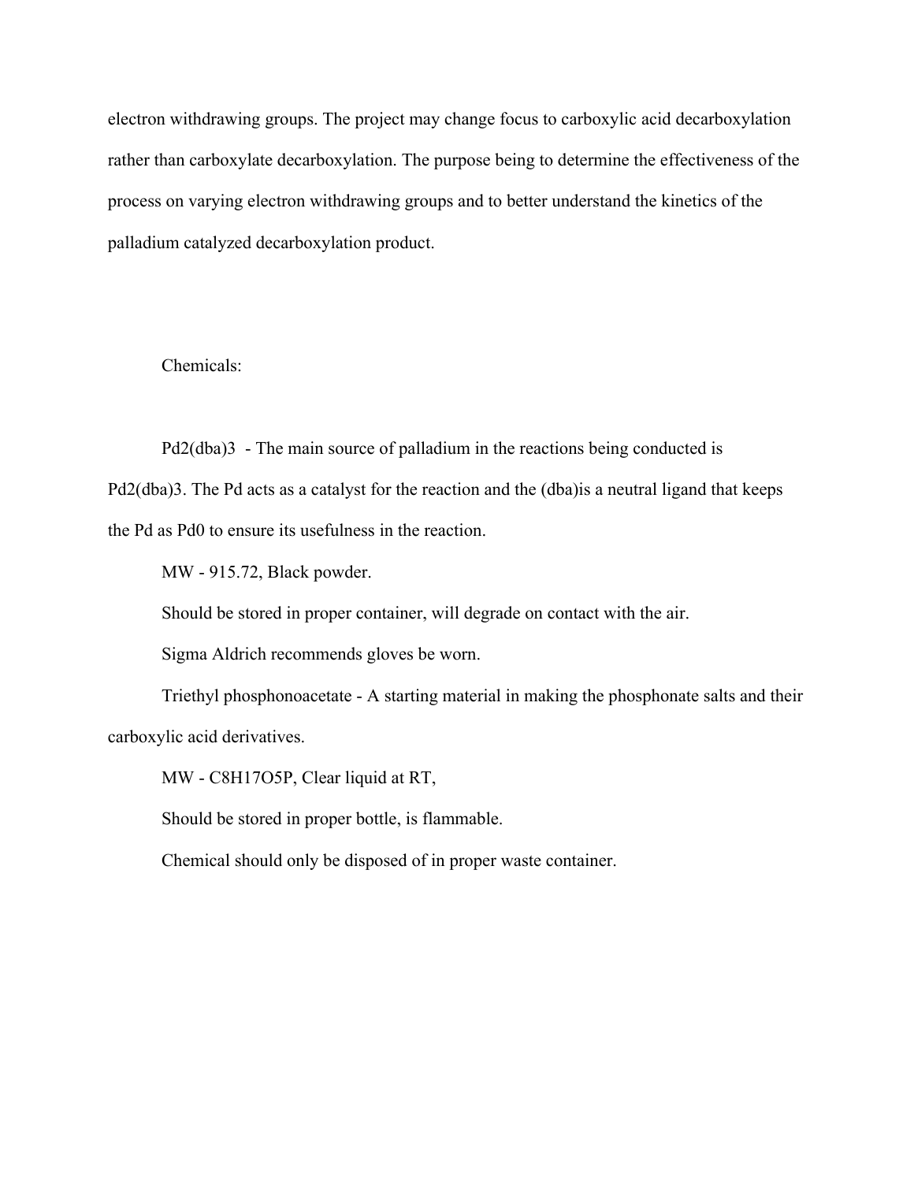electron withdrawing groups. The project may change focus to carboxylic acid decarboxylation rather than carboxylate decarboxylation. The purpose being to determine the effectiveness of the process on varying electron withdrawing groups and to better understand the kinetics of the palladium catalyzed decarboxylation product.

Chemicals:

$Pd_2(dba)_3$ - The main source of palladium in the reactions being conducted is $Pd_2(dba)_3$. The Pd acts as a catalyst for the reaction and the (dba)is a neutral ligand that keeps the Pd as $Pd^0$ to ensure its usefulness in the reaction.

MW - 915.72, Black powder.

Should be stored in proper container, will degrade on contact with the air.

Sigma Aldrich recommends gloves be worn.

Triethyl phosphonoacetate - A starting material in making the phosphonate salts and their carboxylic acid derivatives.

MW - $C_8H_{17}O_5P$, Clear liquid at RT,

Should be stored in proper bottle, is flammable.

Chemical should only be disposed of in proper waste container.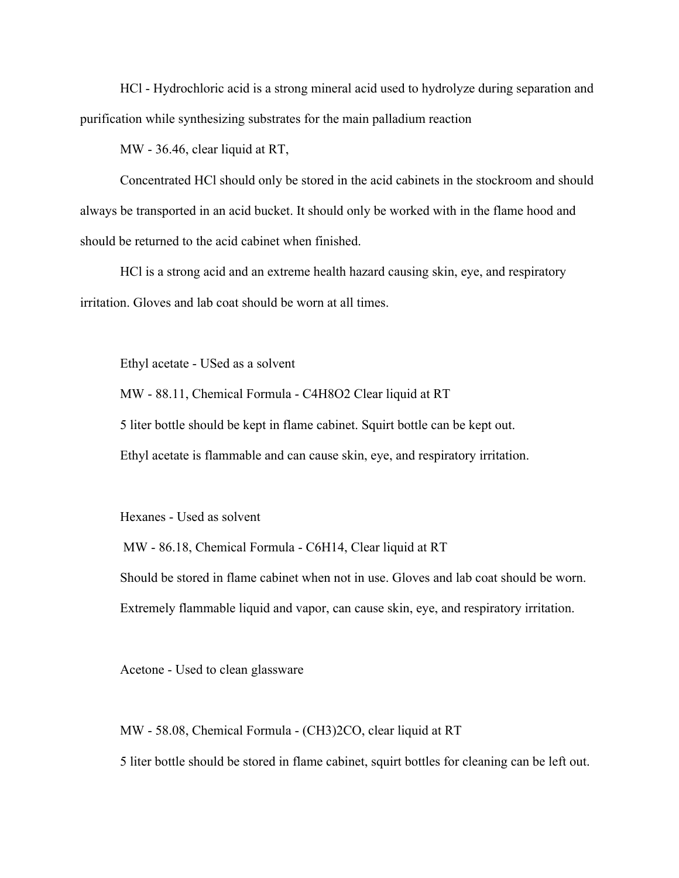HCl - Hydrochloric acid is a strong mineral acid used to hydrolyze during separation and purification while synthesizing substrates for the main palladium reaction

MW - 36.46, clear liquid at RT,

Concentrated HCl should only be stored in the acid cabinets in the stockroom and should always be transported in an acid bucket. It should only be worked with in the flame hood and should be returned to the acid cabinet when finished.

HCl is a strong acid and an extreme health hazard causing skin, eye, and respiratory irritation. Gloves and lab coat should be worn at all times.

Ethyl acetate - USed as a solvent

MW - 88.11, Chemical Formula - $C_4H_8O_2$ Clear liquid at RT

5 liter bottle should be kept in flame cabinet. Squirt bottle can be kept out.

Ethyl acetate is flammable and can cause skin, eye, and respiratory irritation.

Hexanes - Used as solvent

MW - 86.18, Chemical Formula - $C_6H_{14}$, Clear liquid at RT

Should be stored in flame cabinet when not in use. Gloves and lab coat should be worn.

Extremely flammable liquid and vapor, can cause skin, eye, and respiratory irritation.

Acetone - Used to clean glassware

MW - 58.08, Chemical Formula - $(CH_3)_2CO$, clear liquid at RT

5 liter bottle should be stored in flame cabinet, squirt bottles for cleaning can be left out.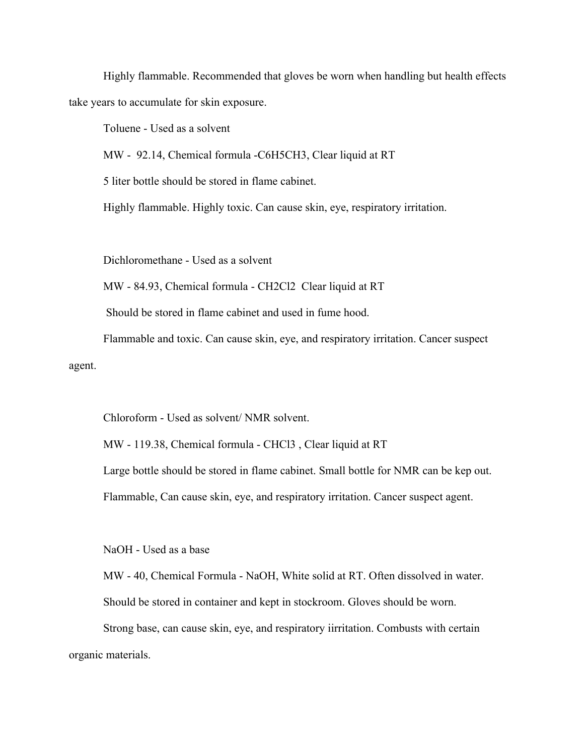Highly flammable. Recommended that gloves be worn when handling but health effects take years to accumulate for skin exposure.

Toluene - Used as a solvent

MW - 92.14, Chemical formula - $C_6H_5CH_3$, Clear liquid at RT

5 liter bottle should be stored in flame cabinet.

Highly flammable. Highly toxic. Can cause skin, eye, respiratory irritation.

Dichloromethane - Used as a solvent

MW - 84.93, Chemical formula - $CH_2Cl_2$ Clear liquid at RT

Should be stored in flame cabinet and used in fume hood.

Flammable and toxic. Can cause skin, eye, and respiratory irritation. Cancer suspect agent.

Chloroform - Used as solvent/ NMR solvent.

MW - 119.38, Chemical formula - $CHCl_3$ , Clear liquid at RT

Large bottle should be stored in flame cabinet. Small bottle for NMR can be kep out.

Flammable, Can cause skin, eye, and respiratory irritation. Cancer suspect agent.

NaOH - Used as a base

MW - 40, Chemical Formula - NaOH, White solid at RT. Often dissolved in water.

Should be stored in container and kept in stockroom. Gloves should be worn.

Strong base, can cause skin, eye, and respiratory iirritation. Combusts with certain organic materials.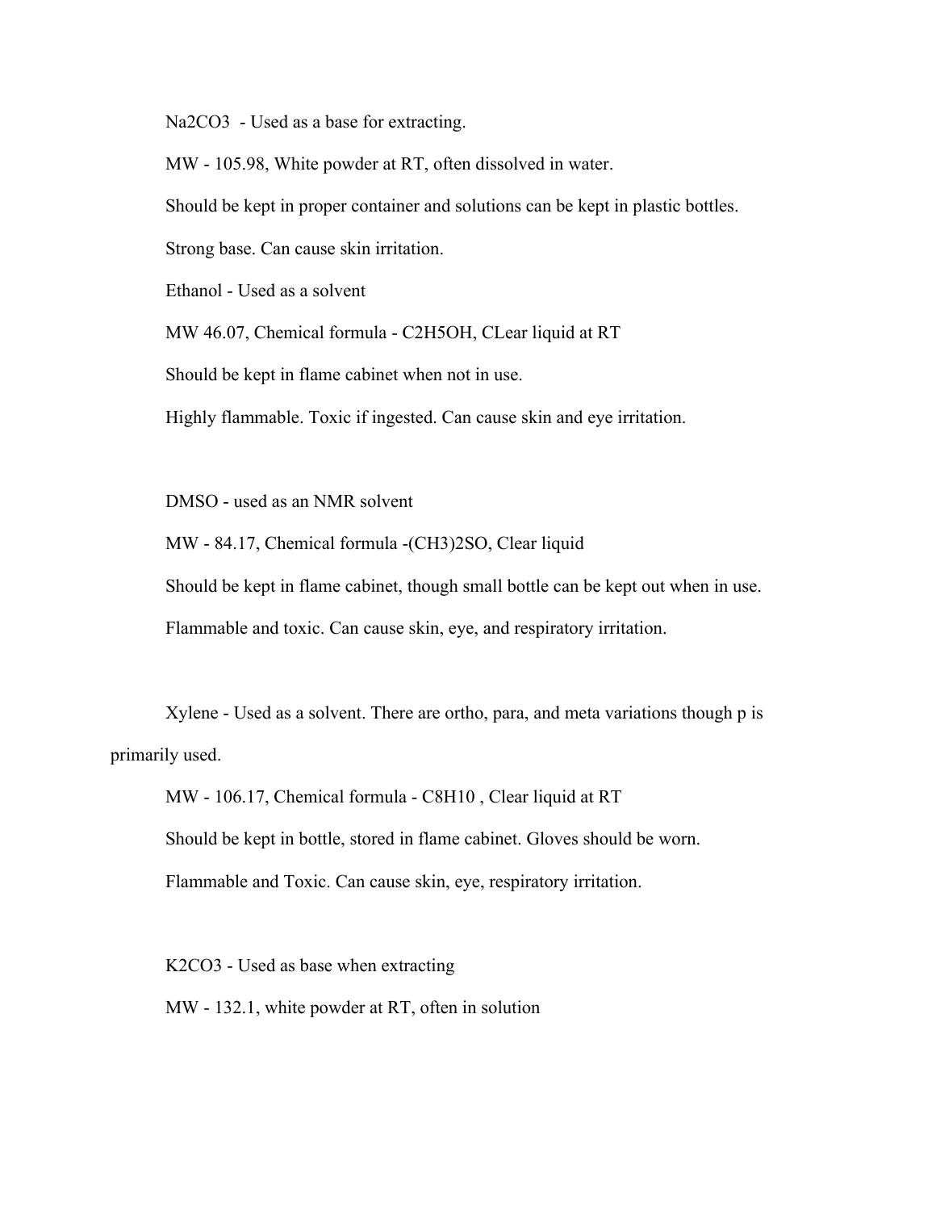$Na_2CO_3$ - Used as a base for extracting.

MW - 105.98, White powder at RT, often dissolved in water.

Should be kept in proper container and solutions can be kept in plastic bottles.

Strong base. Can cause skin irritation.

Ethanol - Used as a solvent

MW 46.07, Chemical formula - $C_2H_5OH$, CLear liquid at RT

Should be kept in flame cabinet when not in use.

Highly flammable. Toxic if ingested. Can cause skin and eye irritation.

DMSO - used as an NMR solvent

MW - 84.17, Chemical formula -$(CH_3)_2SO$, Clear liquid

Should be kept in flame cabinet, though small bottle can be kept out when in use.

Flammable and toxic. Can cause skin, eye, and respiratory irritation.

Xylene - Used as a solvent. There are ortho, para, and meta variations though p is primarily used.

MW - 106.17, Chemical formula - $C_8H_{10}$ , Clear liquid at RT

Should be kept in bottle, stored in flame cabinet. Gloves should be worn.

Flammable and Toxic. Can cause skin, eye, respiratory irritation.

$K_2CO_3$ - Used as base when extracting

MW - 132.1, white powder at RT, often in solution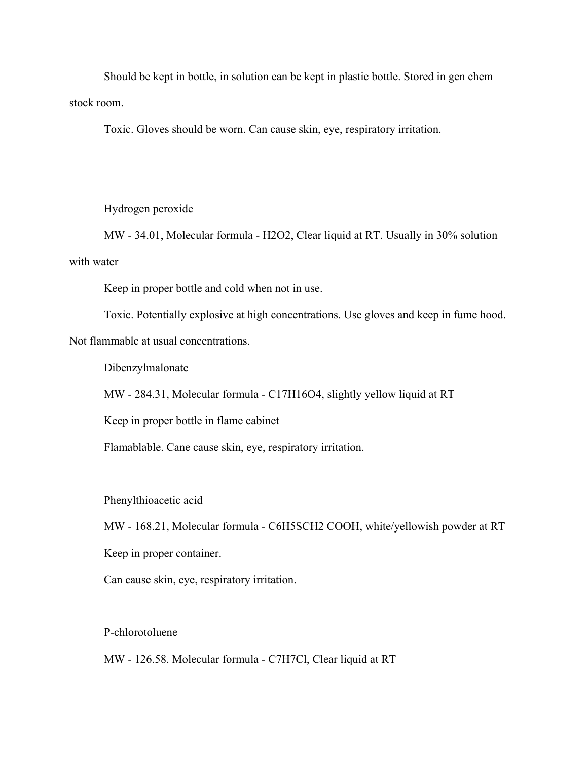Should be kept in bottle, in solution can be kept in plastic bottle. Stored in gen chem stock room.

Toxic. Gloves should be worn. Can cause skin, eye, respiratory irritation.

Hydrogen peroxide

MW - 34.01, Molecular formula - $H_2O_2$, Clear liquid at RT. Usually in 30% solution with water

Keep in proper bottle and cold when not in use.

Toxic. Potentially explosive at high concentrations. Use gloves and keep in fume hood. Not flammable at usual concentrations.

Dibenzylmalonate

MW - 284.31, Molecular formula - $C_{17}H_{16}O_4$, slightly yellow liquid at RT

Keep in proper bottle in flame cabinet

Flamablable. Cane cause skin, eye, respiratory irritation.

Phenylthioacetic acid

MW - 168.21, Molecular formula - $C_6H_5SCH_2COOH$, white/yellowish powder at RT

Keep in proper container.

Can cause skin, eye, respiratory irritation.

P-chlorotoluene

MW - 126.58. Molecular formula - $C_7H_7Cl$, Clear liquid at RT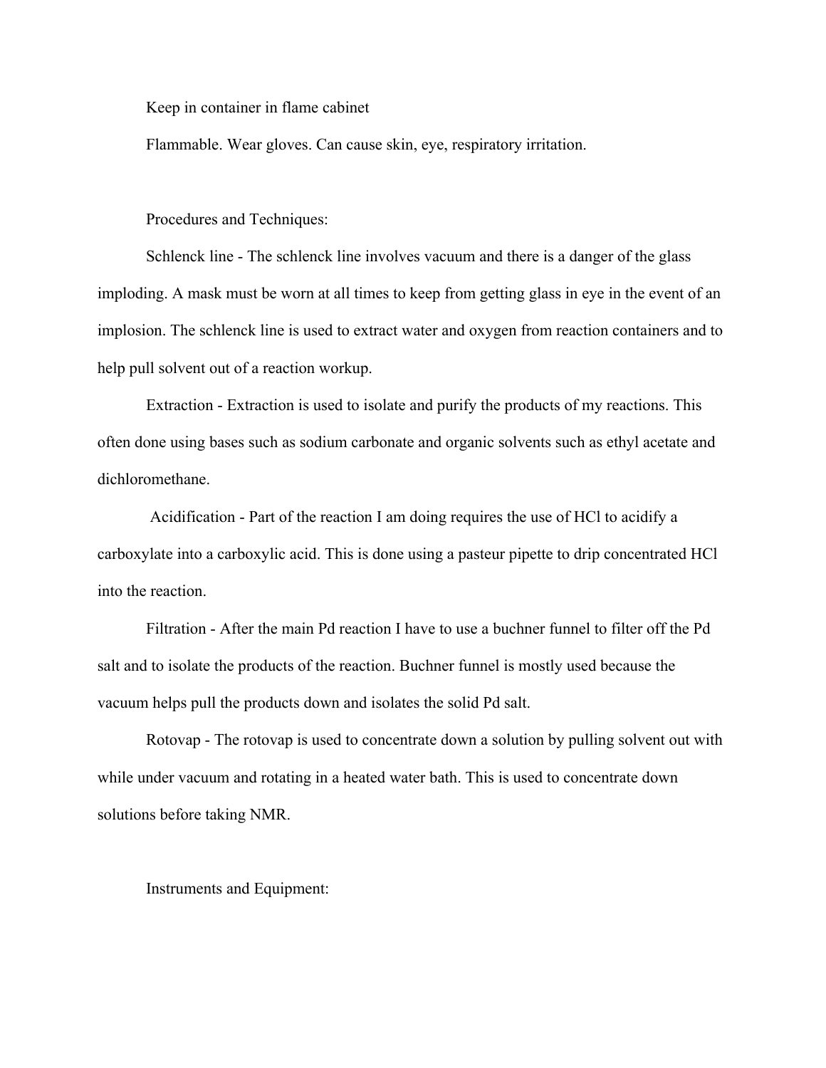Keep in container in flame cabinet

Flammable. Wear gloves. Can cause skin, eye, respiratory irritation.

Procedures and Techniques:

Schlenck line - The schlenck line involves vacuum and there is a danger of the glass imploding. A mask must be worn at all times to keep from getting glass in eye in the event of an implosion. The schlenck line is used to extract water and oxygen from reaction containers and to help pull solvent out of a reaction workup.

Extraction - Extraction is used to isolate and purify the products of my reactions. This often done using bases such as sodium carbonate and organic solvents such as ethyl acetate and dichloromethane.

Acidification - Part of the reaction I am doing requires the use of HCl to acidify a carboxylate into a carboxylic acid. This is done using a pasteur pipette to drip concentrated HCl into the reaction.

Filtration - After the main Pd reaction I have to use a buchner funnel to filter off the Pd salt and to isolate the products of the reaction. Buchner funnel is mostly used because the vacuum helps pull the products down and isolates the solid Pd salt.

Rotovap - The rotovap is used to concentrate down a solution by pulling solvent out with while under vacuum and rotating in a heated water bath. This is used to concentrate down solutions before taking NMR.

Instruments and Equipment: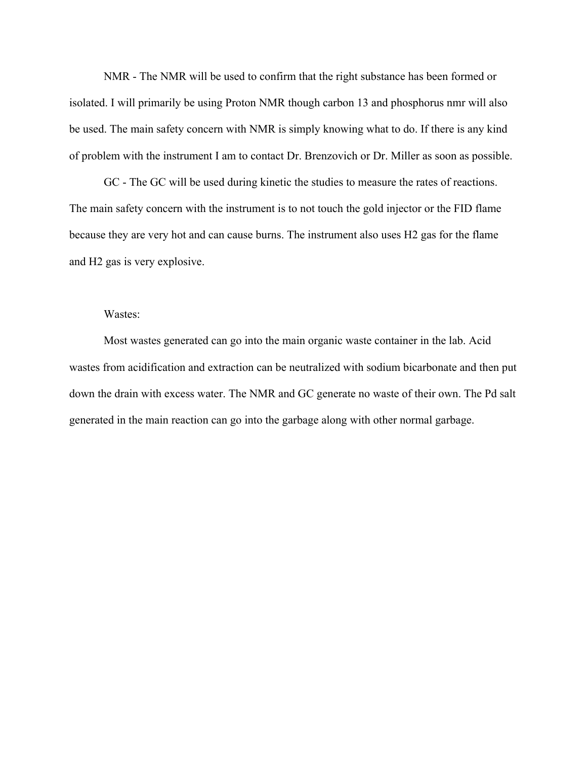NMR - The NMR will be used to confirm that the right substance has been formed or isolated. I will primarily be using Proton NMR though carbon 13 and phosphorus nmr will also be used. The main safety concern with NMR is simply knowing what to do. If there is any kind of problem with the instrument I am to contact Dr. Brenzovich or Dr. Miller as soon as possible.

GC - The GC will be used during kinetic the studies to measure the rates of reactions. The main safety concern with the instrument is to not touch the gold injector or the FID flame because they are very hot and can cause burns. The instrument also uses $H_2$ gas for the flame and $H_2$ gas is very explosive.

Wastes:

Most wastes generated can go into the main organic waste container in the lab. Acid wastes from acidification and extraction can be neutralized with sodium bicarbonate and then put down the drain with excess water. The NMR and GC generate no waste of their own. The Pd salt generated in the main reaction can go into the garbage along with other normal garbage.